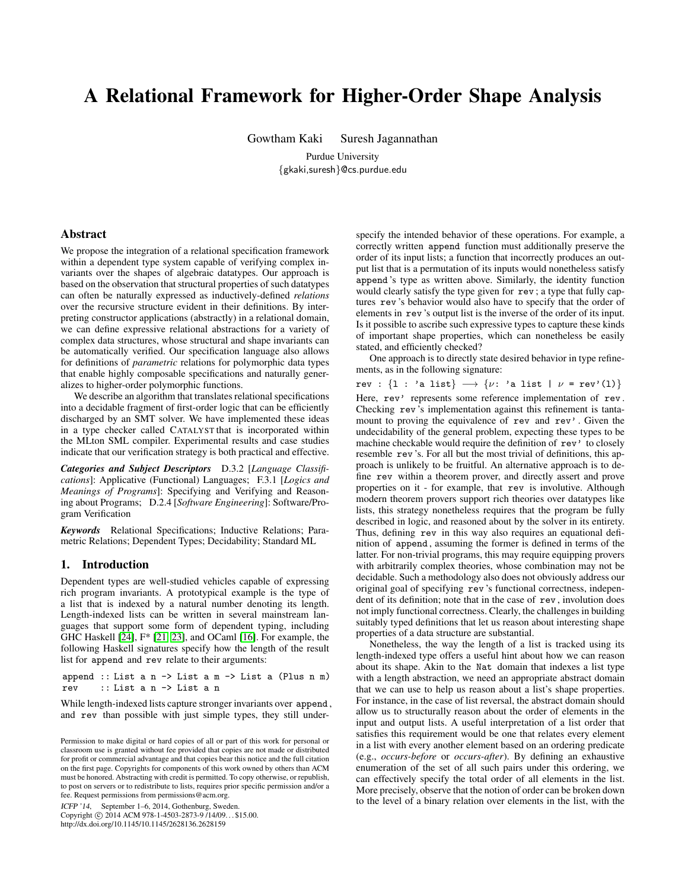# A Relational Framework for Higher-Order Shape Analysis

Gowtham Kaki    Suresh Jagannathan

Purdue University
{gkaki,suresh}@cs.purdue.edu

## Abstract

We propose the integration of a relational specification framework within a dependent type system capable of verifying complex invariants over the shapes of algebraic datatypes. Our approach is based on the observation that structural properties of such datatypes can often be naturally expressed as inductively-defined *relations* over the recursive structure evident in their definitions. By interpreting constructor applications (abstractly) in a relational domain, we can define expressive relational abstractions for a variety of complex data structures, whose structural and shape invariants can be automatically verified. Our specification language also allows for definitions of *parametric* relations for polymorphic data types that enable highly composable specifications and naturally generalizes to higher-order polymorphic functions.

We describe an algorithm that translates relational specifications into a decidable fragment of first-order logic that can be efficiently discharged by an SMT solver. We have implemented these ideas in a type checker called CATALYST that is incorporated within the MLton SML compiler. Experimental results and case studies indicate that our verification strategy is both practical and effective.

***Categories and Subject Descriptors*** D.3.2 [*Language Classifications*]: Applicative (Functional) Languages; F.3.1 [*Logics and Meanings of Programs*]: Specifying and Verifying and Reasoning about Programs; D.2.4 [*Software Engineering*]: Software/Program Verification

***Keywords*** Relational Specifications; Inductive Relations; Parametric Relations; Dependent Types; Decidability; Standard ML

## 1. Introduction

Dependent types are well-studied vehicles capable of expressing rich program invariants. A prototypical example is the type of a list that is indexed by a natural number denoting its length. Length-indexed lists can be written in several mainstream languages that support some form of dependent typing, including GHC Haskell [24], F* [21, 23], and OCaml [16]. For example, the following Haskell signatures specify how the length of the result list for append and rev relate to their arguments:

```
append :: List a n -> List a m -> List a (Plus n m)
rev    :: List a n -> List a n
```

While length-indexed lists capture stronger invariants over append, and rev than possible with just simple types, they still underspecify the intended behavior of these operations. For example, a correctly written append function must additionally preserve the order of its input lists; a function that incorrectly produces an output list that is a permutation of its inputs would nonetheless satisfy append's type as written above. Similarly, the identity function would clearly satisfy the type given for rev; a type that fully captures rev's behavior would also have to specify that the order of elements in rev's output list is the inverse of the order of its input. Is it possible to ascribe such expressive types to capture these kinds of important shape properties, which can nonetheless be easily stated, and efficiently checked?

One approach is to directly state desired behavior in type refinements, as in the following signature:

$$\texttt{rev : \{l : 'a list\}} \longrightarrow \{\nu\texttt{: 'a list} \mid \nu \texttt{ = rev'(l)}\}$$

Here, rev' represents some reference implementation of rev. Checking rev's implementation against this refinement is tantamount to proving the equivalence of rev and rev'. Given the undecidability of the general problem, expecting these types to be machine checkable would require the definition of rev' to closely resemble rev's. For all but the most trivial of definitions, this approach is unlikely to be fruitful. An alternative approach is to define rev within a theorem prover, and directly assert and prove properties on it - for example, that rev is involutive. Although modern theorem provers support rich theories over datatypes like lists, this strategy nonetheless requires that the program be fully described in logic, and reasoned about by the solver in its entirety. Thus, defining rev in this way also requires an equational definition of append, assuming the former is defined in terms of the latter. For non-trivial programs, this may require equipping provers with arbitrarily complex theories, whose combination may not be decidable. Such a methodology also does not obviously address our original goal of specifying rev's functional correctness, independent of its definition; note that in the case of rev, involution does not imply functional correctness. Clearly, the challenges in building suitably typed definitions that let us reason about interesting shape properties of a data structure are substantial.

Nonetheless, the way the length of a list is tracked using its length-indexed type offers a useful hint about how we can reason about its shape. Akin to the Nat domain that indexes a list type with a length abstraction, we need an appropriate abstract domain that we can use to help us reason about a list's shape properties. For instance, in the case of list reversal, the abstract domain should allow us to structurally reason about the order of elements in the input and output lists. A useful interpretation of a list order that satisfies this requirement would be one that relates every element in a list with every another element based on an ordering predicate (e.g., *occurs-before* or *occurs-after*). By defining an exhaustive enumeration of the set of all such pairs under this ordering, we can effectively specify the total order of all elements in the list. More precisely, observe that the notion of order can be broken down to the level of a binary relation over elements in the list, with the

Permission to make digital or hard copies of all or part of this work for personal or classroom use is granted without fee provided that copies are not made or distributed for profit or commercial advantage and that copies bear this notice and the full citation on the first page. Copyrights for components of this work owned by others than ACM must be honored. Abstracting with credit is permitted. To copy otherwise, or republish, to post on servers or to redistribute to lists, requires prior specific permission and/or a fee. Request permissions from permissions@acm.org.

*ICFP '14*, September 1–6, 2014, Gothenburg, Sweden.
Copyright © 2014 ACM 978-1-4503-2873-9 /14/09...$15.00.
http://dx.doi.org/10.1145/10.1145/2628136.2628159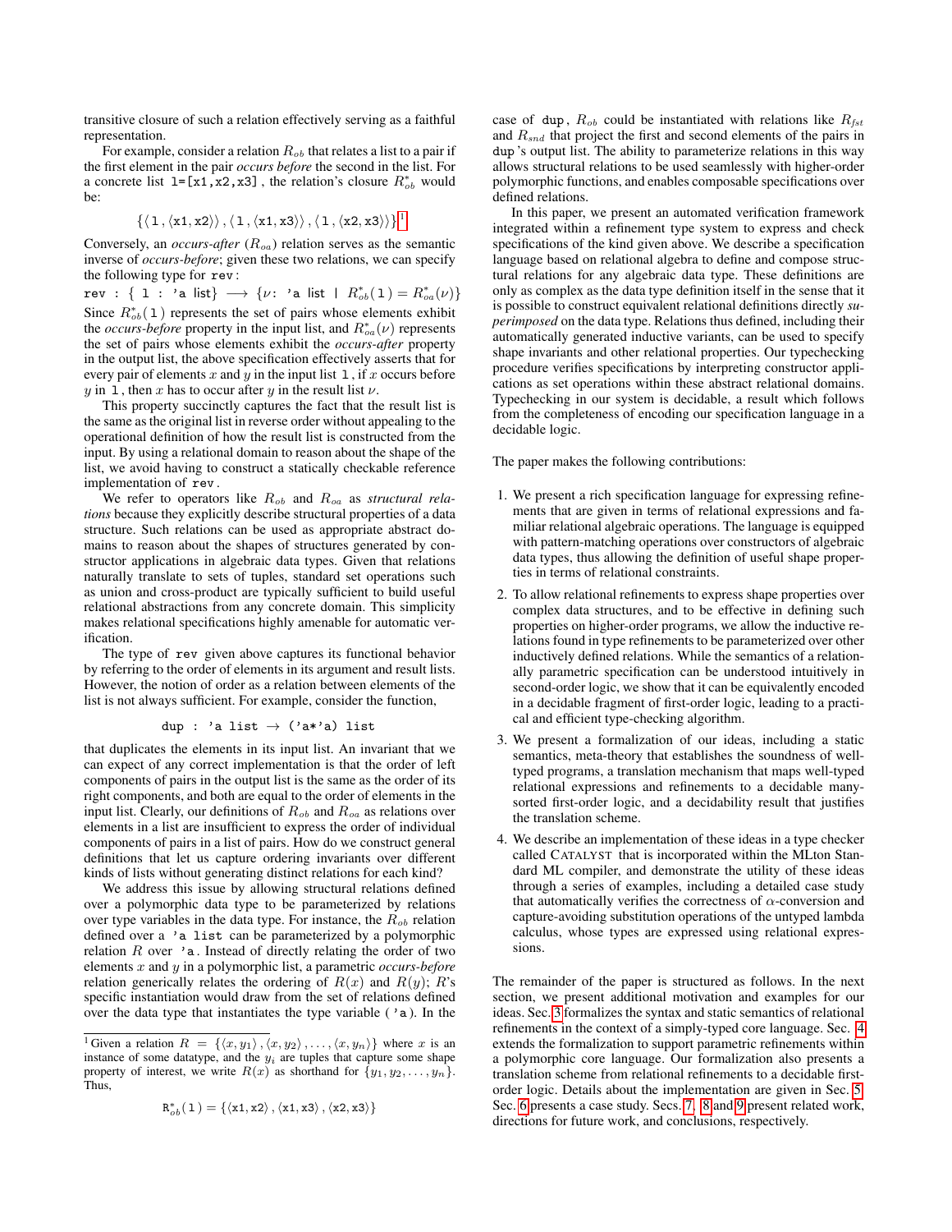transitive closure of such a relation effectively serving as a faithful representation.

For example, consider a relation $R_{ob}$ that relates a list to a pair if the first element in the pair *occurs before* the second in the list. For a concrete list `l=[x1,x2,x3]`, the relation's closure $R^*_{ob}$ would be:

$$\{\langle \texttt{l}, \langle \texttt{x1}, \texttt{x2} \rangle \rangle, \langle \texttt{l}, \langle \texttt{x1}, \texttt{x3} \rangle \rangle, \langle \texttt{l}, \langle \texttt{x2}, \texttt{x3} \rangle \rangle\}[1]$$

Conversely, an *occurs-after* ($R_{oa}$) relation serves as the semantic inverse of *occurs-before*; given these two relations, we can specify the following type for `rev`:

$$\texttt{rev} : \{ \texttt{l} : \texttt{'a list} \} \longrightarrow \{\nu : \texttt{'a list} \mid R^*_{ob}(\texttt{l}) = R^*_{oa}(\nu)\}$$

Since $R^*_{ob}(\texttt{l})$ represents the set of pairs whose elements exhibit the *occurs-before* property in the input list, and $R^*_{oa}(\nu)$ represents the set of pairs whose elements exhibit the *occurs-after* property in the output list, the above specification effectively asserts that for every pair of elements $x$ and $y$ in the input list `l`, if $x$ occurs before $y$ in `l`, then $x$ has to occur after $y$ in the result list $\nu$.

This property succinctly captures the fact that the result list is the same as the original list in reverse order without appealing to the operational definition of how the result list is constructed from the input. By using a relational domain to reason about the shape of the list, we avoid having to construct a statically checkable reference implementation of `rev`.

We refer to operators like $R_{ob}$ and $R_{oa}$ as *structural relations* because they explicitly describe structural properties of a data structure. Such relations can be used as appropriate abstract domains to reason about the shapes of structures generated by constructor applications in algebraic data types. Given that relations naturally translate to sets of tuples, standard set operations such as union and cross-product are typically sufficient to build useful relational abstractions from any concrete domain. This simplicity makes relational specifications highly amenable for automatic verification.

The type of `rev` given above captures its functional behavior by referring to the order of elements in its argument and result lists. However, the notion of order as a relation between elements of the list is not always sufficient. For example, consider the function,

```
dup : 'a list → ('a*'a) list
```

that duplicates the elements in its input list. An invariant that we can expect of any correct implementation is that the order of left components of pairs in the output list is the same as the order of its right components, and both are equal to the order of elements in the input list. Clearly, our definitions of $R_{ob}$ and $R_{oa}$ as relations over elements in a list are insufficient to express the order of individual components of pairs in a list of pairs. How do we construct general definitions that let us capture ordering invariants over different kinds of lists without generating distinct relations for each kind?

We address this issue by allowing structural relations defined over a polymorphic data type to be parameterized by relations over type variables in the data type. For instance, the $R_{ob}$ relation defined over a `'a list` can be parameterized by a polymorphic relation $R$ over `'a`. Instead of directly relating the order of two elements $x$ and $y$ in a polymorphic list, a parametric *occurs-before* relation generically relates the ordering of $R(x)$ and $R(y)$; $R$'s specific instantiation would draw from the set of relations defined over the data type that instantiates the type variable (`'a`). In the case of `dup`, $R_{ob}$ could be instantiated with relations like $R_{fst}$ and $R_{snd}$ that project the first and second elements of the pairs in `dup`'s output list. The ability to parameterize relations in this way allows structural relations to be used seamlessly with higher-order polymorphic functions, and enables composable specifications over defined relations.

In this paper, we present an automated verification framework integrated within a refinement type system to express and check specifications of the kind given above. We describe a specification language based on relational algebra to define and compose structural relations for any algebraic data type. These definitions are only as complex as the data type definition itself in the sense that it is possible to construct equivalent relational definitions directly *superimposed* on the data type. Relations thus defined, including their automatically generated inductive variants, can be used to specify shape invariants and other relational properties. Our typechecking procedure verifies specifications by interpreting constructor applications as set operations within these abstract relational domains. Typechecking in our system is decidable, a result which follows from the completeness of encoding our specification language in a decidable logic.

The paper makes the following contributions:

1. We present a rich specification language for expressing refinements that are given in terms of relational expressions and familiar relational algebraic operations. The language is equipped with pattern-matching operations over constructors of algebraic data types, thus allowing the definition of useful shape properties in terms of relational constraints.
2. To allow relational refinements to express shape properties over complex data structures, and to be effective in defining such properties on higher-order programs, we allow the inductive relations found in type refinements to be parameterized over other inductively defined relations. While the semantics of a relationally parametric specification can be understood intuitively in second-order logic, we show that it can be equivalently encoded in a decidable fragment of first-order logic, leading to a practical and efficient type-checking algorithm.
3. We present a formalization of our ideas, including a static semantics, meta-theory that establishes the soundness of well-typed programs, a translation mechanism that maps well-typed relational expressions and refinements to a decidable many-sorted first-order logic, and a decidability result that justifies the translation scheme.
4. We describe an implementation of these ideas in a type checker called CATALYST that is incorporated within the MLton Standard ML compiler, and demonstrate the utility of these ideas through a series of examples, including a detailed case study that automatically verifies the correctness of $\alpha$-conversion and capture-avoiding substitution operations of the untyped lambda calculus, whose types are expressed using relational expressions.

The remainder of the paper is structured as follows. In the next section, we present additional motivation and examples for our ideas. Sec. 3 formalizes the syntax and static semantics of relational refinements in the context of a simply-typed core language. Sec. 4 extends the formalization to support parametric refinements within a polymorphic core language. Our formalization also presents a translation scheme from relational refinements to a decidable first-order logic. Details about the implementation are given in Sec. 5. Sec. 6 presents a case study. Secs. 7, 8 and 9 present related work, directions for future work, and conclusions, respectively.

---

[1] Given a relation $R = \{\langle x, y_1 \rangle, \langle x, y_2 \rangle, \ldots, \langle x, y_n \rangle\}$ where $x$ is an instance of some datatype, and the $y_i$ are tuples that capture some shape property of interest, we write $R(x)$ as shorthand for $\{y_1, y_2, \ldots, y_n\}$. Thus,

$$\texttt{R}^*_{ob}(\texttt{l}) = \{\langle \texttt{x1}, \texttt{x2} \rangle, \langle \texttt{x1}, \texttt{x3} \rangle, \langle \texttt{x2}, \texttt{x3} \rangle\}$$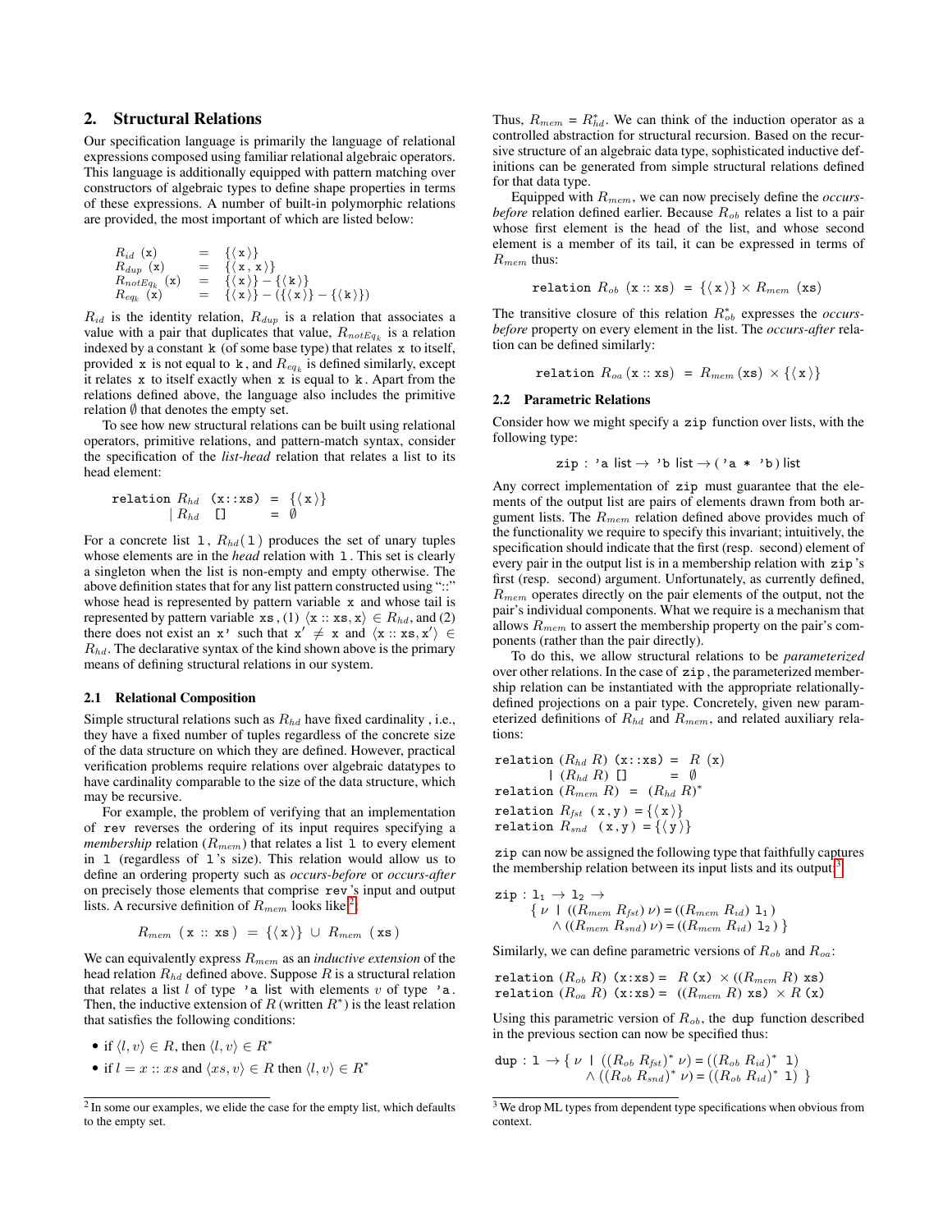## 2. Structural Relations

Our specification language is primarily the language of relational expressions composed using familiar relational algebraic operators. This language is additionally equipped with pattern matching over constructors of algebraic types to define shape properties in terms of these expressions. A number of built-in polymorphic relations are provided, the most important of which are listed below:

$$
\begin{array}{lcl}
R_{id}\ (\mathtt{x}) & = & \{\langle\, \mathtt{x}\,\rangle\} \\
R_{dup}\ (\mathtt{x}) & = & \{\langle\, \mathtt{x}\,,\, \mathtt{x}\,\rangle\} \\
R_{notEq_k}\ (\mathtt{x}) & = & \{\langle\, \mathtt{x}\,\rangle\} - \{\langle\, \mathtt{k}\,\rangle\} \\
R_{eq_k}\ (\mathtt{x}) & = & \{\langle\, \mathtt{x}\,\rangle\} - (\{\langle\, \mathtt{x}\,\rangle\} - \{\langle\, \mathtt{k}\,\rangle\})
\end{array}
$$

$R_{id}$ is the identity relation, $R_{dup}$ is a relation that associates a value with a pair that duplicates that value, $R_{notEq_k}$ is a relation indexed by a constant `k` (of some base type) that relates `x` to itself, provided `x` is not equal to `k`, and $R_{eq_k}$ is defined similarly, except it relates `x` to itself exactly when `x` is equal to `k`. Apart from the relations defined above, the language also includes the primitive relation $\emptyset$ that denotes the empty set.

To see how new structural relations can be built using relational operators, primitive relations, and pattern-match syntax, consider the specification of the *list-head* relation that relates a list to its head element:

$$
\begin{array}{lcl}
\mathtt{relation}\ R_{hd}\ \ (\mathtt{x::xs}) & = & \{\langle\, \mathtt{x}\,\rangle\} \\
\quad\quad\quad\ \mid R_{hd}\ \ [\,] & = & \emptyset
\end{array}
$$

For a concrete list `l`, $R_{hd}(\mathtt{l})$ produces the set of unary tuples whose elements are in the *head* relation with `l`. This set is clearly a singleton when the list is non-empty and empty otherwise. The above definition states that for any list pattern constructed using "::" whose head is represented by pattern variable `x` and whose tail is represented by pattern variable `xs`, (1) $\langle \mathtt{x :: xs}, \mathtt{x}\rangle \in R_{hd}$, and (2) there does not exist an `x'` such that $\mathtt{x}' \neq \mathtt{x}$ and $\langle \mathtt{x :: xs}, \mathtt{x}'\rangle \in R_{hd}$. The declarative syntax of the kind shown above is the primary means of defining structural relations in our system.

### 2.1 Relational Composition

Simple structural relations such as $R_{hd}$ have fixed cardinality , i.e., they have a fixed number of tuples regardless of the concrete size of the data structure on which they are defined. However, practical verification problems require relations over algebraic datatypes to have cardinality comparable to the size of the data structure, which may be recursive.

For example, the problem of verifying that an implementation of `rev` reverses the ordering of its input requires specifying a *membership* relation ($R_{mem}$) that relates a list `l` to every element in `l` (regardless of `l`'s size). This relation would allow us to define an ordering property such as *occurs-before* or *occurs-after* on precisely those elements that comprise `rev`'s input and output lists. A recursive definition of $R_{mem}$ looks like[2]:

$$
R_{mem}\ (\,\mathtt{x}\ ::\ \mathtt{xs}\,)\ =\ \{\langle\, \mathtt{x}\,\rangle\}\ \cup\ R_{mem}\ (\,\mathtt{xs}\,)
$$

We can equivalently express $R_{mem}$ as an *inductive extension* of the head relation $R_{hd}$ defined above. Suppose $R$ is a structural relation that relates a list $l$ of type `'a list` with elements $v$ of type `'a`. Then, the inductive extension of $R$ (written $R^*$) is the least relation that satisfies the following conditions:

- if $\langle l, v\rangle \in R$, then $\langle l, v\rangle \in R^*$
- if $l = x :: xs$ and $\langle xs, v\rangle \in R$ then $\langle l, v\rangle \in R^*$

[2] In some our examples, we elide the case for the empty list, which defaults to the empty set.

Thus, $R_{mem} = R^*_{hd}$. We can think of the induction operator as a controlled abstraction for structural recursion. Based on the recursive structure of an algebraic data type, sophisticated inductive definitions can be generated from simple structural relations defined for that data type.

Equipped with $R_{mem}$, we can now precisely define the *occurs-before* relation defined earlier. Because $R_{ob}$ relates a list to a pair whose first element is the head of the list, and whose second element is a member of its tail, it can be expressed in terms of $R_{mem}$ thus:

$$
\mathtt{relation}\ R_{ob}\ \ (\mathtt{x :: xs})\ \ =\ \ \{\langle\, \mathtt{x}\,\rangle\} \times R_{mem}\ \ (\mathtt{xs})
$$

The transitive closure of this relation $R^*_{ob}$ expresses the *occurs-before* property on every element in the list. The *occurs-after* relation can be defined similarly:

$$
\mathtt{relation}\ R_{oa}\,(\mathtt{x :: xs})\ \ =\ \ R_{mem}\,(\mathtt{xs})\ \times \{\langle\, \mathtt{x}\,\rangle\}
$$

### 2.2 Parametric Relations

Consider how we might specify a `zip` function over lists, with the following type:

```
zip : 'a list → 'b list → ('a * 'b) list
```

Any correct implementation of `zip` must guarantee that the elements of the output list are pairs of elements drawn from both argument lists. The $R_{mem}$ relation defined above provides much of the functionality we require to specify this invariant; intuitively, the specification should indicate that the first (resp. second) element of every pair in the output list is in a membership relation with `zip`'s first (resp. second) argument. Unfortunately, as currently defined, $R_{mem}$ operates directly on the pair elements of the output, not the pair's individual components. What we require is a mechanism that allows $R_{mem}$ to assert the membership property on the pair's components (rather than the pair directly).

To do this, we allow structural relations to be *parameterized* over other relations. In the case of `zip`, the parameterized membership relation can be instantiated with the appropriate relationally-defined projections on a pair type. Concretely, given new parameterized definitions of $R_{hd}$ and $R_{mem}$, and related auxiliary relations:

$$
\begin{array}{lcl}
\mathtt{relation}\ (R_{hd}\ R)\ (\mathtt{x::xs}) & = & R\ (\mathtt{x}) \\
\quad\quad\quad \mid (R_{hd}\ R)\ [\,] & = & \emptyset \\
\mathtt{relation}\ (R_{mem}\ R) & = & (R_{hd}\ R)^* \\
\mathtt{relation}\ R_{fst}\ \ (\mathtt{x},\mathtt{y}) & = & \{\langle\, \mathtt{x}\,\rangle\} \\
\mathtt{relation}\ R_{snd}\ \ (\mathtt{x},\mathtt{y}) & = & \{\langle\, \mathtt{y}\,\rangle\}
\end{array}
$$

`zip` can now be assigned the following type that faithfully captures the membership relation between its input lists and its output[3]:

$$
\begin{array}{l}
\mathtt{zip} : \mathtt{l_1}\ \to \mathtt{l_2}\ \to \\
\quad \{\ \nu\ \mid\ ((R_{mem}\ R_{fst})\ \nu) = ((R_{mem}\ R_{id})\ \mathtt{l_1}\,) \\
\quad\quad \wedge\ ((R_{mem}\ R_{snd})\ \nu) = ((R_{mem}\ R_{id})\ \mathtt{l_2}\,)\ \}
\end{array}
$$

Similarly, we can define parametric versions of $R_{ob}$ and $R_{oa}$:

$$
\begin{array}{l}
\mathtt{relation}\ (R_{ob}\ R)\ (\mathtt{x:xs}) =\ \ R\,(\mathtt{x})\ \times ((R_{mem}\ R)\ \mathtt{xs}) \\
\mathtt{relation}\ (R_{oa}\ R)\ (\mathtt{x:xs}) =\ \ ((R_{mem}\ R)\ \mathtt{xs})\ \times R\,(\mathtt{x})
\end{array}
$$

Using this parametric version of $R_{ob}$, the `dup` function described in the previous section can now be specified thus:

$$
\begin{array}{l}
\mathtt{dup}\ :\ \mathtt{l} \to \{\ \nu\ \mid\ ((R_{ob}\ R_{fst})^*\ \nu) = ((R_{ob}\ R_{id})^*\ \ \mathtt{l}) \\
\quad\quad\quad\quad \wedge\ ((R_{ob}\ R_{snd})^*\ \nu) = ((R_{ob}\ R_{id})^*\ \mathtt{l})\ \}
\end{array}
$$

[3] We drop ML types from dependent type specifications when obvious from context.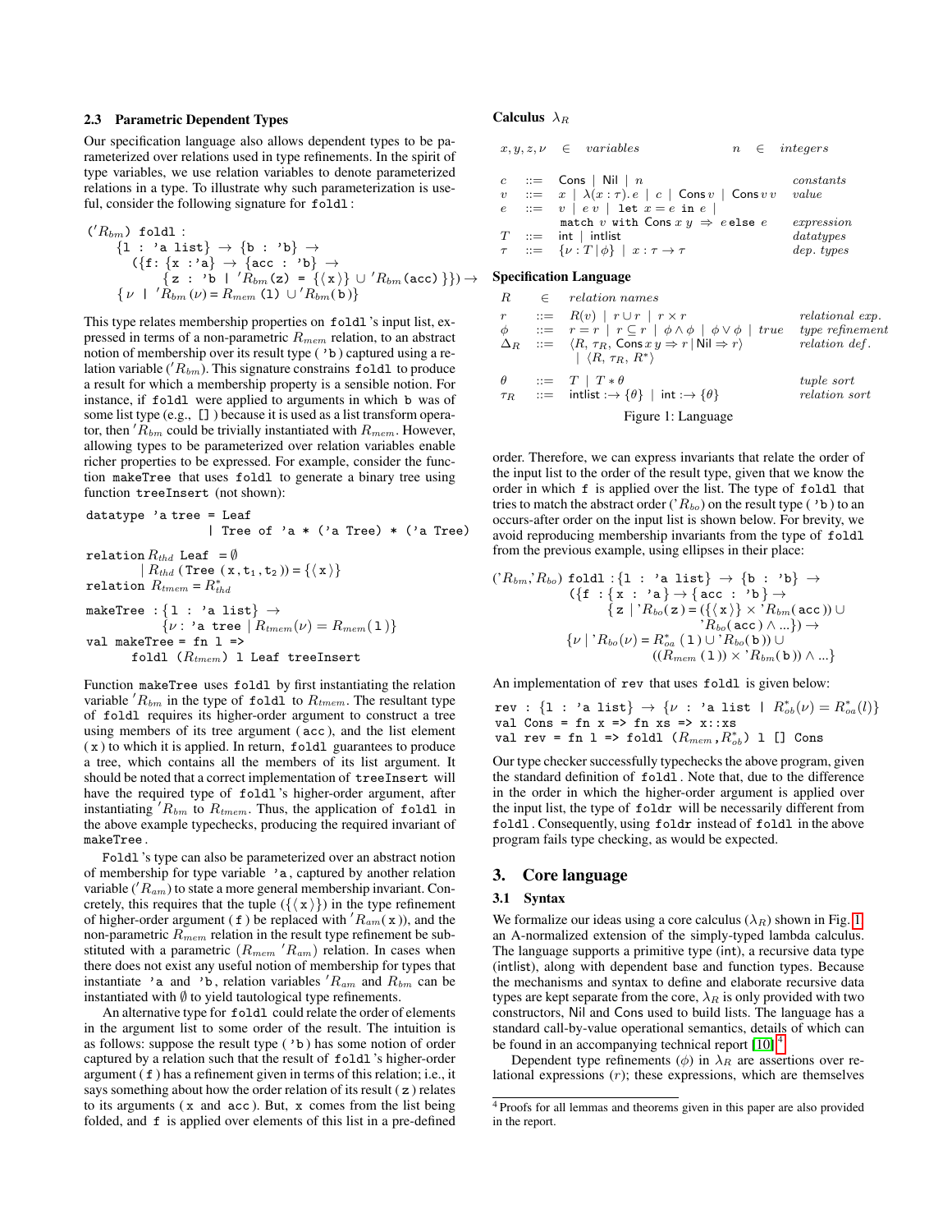### 2.3 Parametric Dependent Types

Our specification language also allows dependent types to be parameterized over relations used in type refinements. In the spirit of type variables, we use relation variables to denote parameterized relations in a type. To illustrate why such parameterization is useful, consider the following signature for `foldl`:

$$
\begin{array}{l}
('R_{bm})\ \texttt{foldl} : \\
\quad \{\texttt{l : 'a list}\} \rightarrow \{\texttt{b : 'b}\} \rightarrow \\
\quad\quad (\{\texttt{f}: \{\texttt{x :'a}\} \rightarrow \{\texttt{acc : 'b}\} \rightarrow \\
\quad\quad\quad \{\texttt{z : 'b} \mid 'R_{bm}(\texttt{z}) = \{\langle \texttt{x} \rangle\} \cup 'R_{bm}(\texttt{acc})\}\}) \rightarrow \\
\quad \{\nu \mid 'R_{bm}(\nu) = R_{mem}(\texttt{l}) \cup 'R_{bm}(\texttt{b})\}
\end{array}
$$

This type relates membership properties on `foldl`'s input list, expressed in terms of a non-parametric $R_{mem}$ relation, to an abstract notion of membership over its result type (`'b`) captured using a relation variable ($'R_{bm}$). This signature constrains `foldl` to produce a result for which a membership property is a sensible notion. For instance, if `foldl` were applied to arguments in which `b` was of some list type (e.g., `[]` because it is used as a list transform operator, then $'R_{bm}$ could be trivially instantiated with $R_{mem}$. However, allowing types to be parameterized over relation variables enable richer properties to be expressed. For example, consider the function `makeTree` that uses `foldl` to generate a binary tree using function `treeInsert` (not shown):

```
datatype 'a tree = Leaf
                 | Tree of 'a * ('a Tree) * ('a Tree)
```

$$
\begin{array}{l}
\texttt{relation}\ R_{thd}\ \texttt{Leaf} = \emptyset \\
\quad\quad \mid R_{thd}\ (\texttt{Tree}\ (\texttt{x}, \texttt{t}_1, \texttt{t}_2)) = \{\langle \texttt{x} \rangle\} \\
\texttt{relation}\ R_{tmem} = R^*_{thd}
\end{array}
$$

$$
\begin{array}{l}
\texttt{makeTree} : \{\texttt{l : 'a list}\} \rightarrow \\
\quad\quad\quad \{\nu : \texttt{'a tree} \mid R_{tmem}(\nu) = R_{mem}(\texttt{l})\} \\
\texttt{val makeTree = fn l =>} \\
\quad\quad \texttt{foldl}\ (R_{tmem})\ \texttt{l Leaf treeInsert}
\end{array}
$$

Function `makeTree` uses `foldl` by first instantiating the relation variable $'R_{bm}$ in the type of `foldl` to $R_{tmem}$. The resultant type of `foldl` requires its higher-order argument to construct a tree using members of its tree argument (`acc`), and the list element (`x`) to which it is applied. In return, `foldl` guarantees to produce a tree, which contains all the members of its list argument. It should be noted that a correct implementation of `treeInsert` will have the required type of `foldl`'s higher-order argument, after instantiating $'R_{bm}$ to $R_{tmem}$. Thus, the application of `foldl` in the above example typechecks, producing the required invariant of `makeTree`.

`Foldl`'s type can also be parameterized over an abstract notion of membership for type variable `'a`, captured by another relation variable ($'R_{am}$) to state a more general membership invariant. Concretely, this requires that the tuple ($\{\langle \texttt{x} \rangle\}$) in the type refinement of higher-order argument (`f`) be replaced with $'R_{am}(\texttt{x})$), and the non-parametric $R_{mem}$ relation in the result type refinement be substituted with a parametric ($R_{mem}\ 'R_{am}$) relation. In cases when there does not exist any useful notion of membership for types that instantiate `'a` and `'b`, relation variables $'R_{am}$ and $R_{bm}$ can be instantiated with $\emptyset$ to yield tautological type refinements.

An alternative type for `foldl` could relate the order of elements in the argument list to some order of the result. The intuition is as follows: suppose the result type (`'b`) has some notion of order captured by a relation such that the result of `foldl`'s higher-order argument (`f`) has a refinement given in terms of this relation; i.e., it says something about how the order relation of its result (`z`) relates to its arguments (`x` and `acc`). But, `x` comes from the list being folded, and `f` is applied over elements of this list in a pre-defined order. Therefore, we can express invariants that relate the order of the input list to the order of the result type, given that we know the order in which `f` is applied over the list. The type of `foldl` that tries to match the abstract order ($'R_{bo}$) on the result type (`'b`) to an occurs-after order on the input list is shown below. For brevity, we avoid reproducing membership invariants from the type of `foldl` from the previous example, using ellipses in their place:

$$
\begin{array}{l}
('R_{bm}, 'R_{bo})\ \texttt{foldl} : \{\texttt{l : 'a list}\} \rightarrow \{\texttt{b : 'b}\} \rightarrow \\
\quad\quad (\{\texttt{f} : \{\texttt{x : 'a}\} \rightarrow \{\texttt{acc : 'b}\} \rightarrow \\
\quad\quad\quad \{\texttt{z} \mid 'R_{bo}(\texttt{z}) = (\{\langle \texttt{x} \rangle\} \times 'R_{bm}(\texttt{acc})) \cup \\
\quad\quad\quad\quad 'R_{bo}(\texttt{acc}) \wedge ...\}) \rightarrow \\
\quad \{\nu \mid 'R_{bo}(\nu) = R^*_{oa}\ (\texttt{l}) \cup 'R_{bo}(\texttt{b})) \cup \\
\quad\quad ((R_{mem}\ (\texttt{l})) \times 'R_{bm}(\texttt{b})) \wedge ...\}
\end{array}
$$

An implementation of `rev` that uses `foldl` is given below:

$$
\begin{array}{l}
\texttt{rev} : \{\texttt{l : 'a list}\} \rightarrow \{\nu : \texttt{'a list} \mid R^*_{ob}(\nu) = R^*_{oa}(l)\} \\
\texttt{val Cons = fn x => fn xs => x::xs} \\
\texttt{val rev = fn l => foldl}\ (R_{mem}, R^*_{ob})\ \texttt{l [] Cons}
\end{array}
$$

Our type checker successfully typechecks the above program, given the standard definition of `foldl`. Note that, due to the difference in the order in which the higher-order argument is applied over the input list, the type of `foldr` will be necessarily different from `foldl`. Consequently, using `foldr` instead of `foldl` in the above program fails type checking, as would be expected.

**Calculus** $\lambda_R$

$$
\begin{array}{lcll}
x, y, z, \nu & \in & variables & \quad n \in integers \\
c & ::= & \mathsf{Cons} \mid \mathsf{Nil} \mid n & constants \\
v & ::= & x \mid \lambda(x:\tau).\, e \mid c \mid \mathsf{Cons}\, v \mid \mathsf{Cons}\, v\, v & value \\
e & ::= & v \mid e\ v \mid \texttt{let}\ x = e\ \texttt{in}\ e \mid & \\
 & & \texttt{match}\ v\ \texttt{with}\ \mathsf{Cons}\, x\, y \Rightarrow e\, \texttt{else}\ e & expression \\
T & ::= & \mathsf{int} \mid \mathsf{intlist} & datatypes \\
\tau & ::= & \{\nu : T \mid \phi\} \mid x : \tau \rightarrow \tau & dep.\ types
\end{array}
$$

**Specification Language**

$$
\begin{array}{lcll}
R & \in & relation\ names & \\
r & ::= & R(v) \mid r \cup r \mid r \times r & relational\ exp. \\
\phi & ::= & r = r \mid r \subseteq r \mid \phi \wedge \phi \mid \phi \vee \phi \mid true & type\ refinement \\
\Delta_R & ::= & \langle R,\, \tau_R,\, \mathsf{Cons}\, x\, y \Rightarrow r \mid \mathsf{Nil} \Rightarrow r \rangle & relation\ def. \\
 & & \mid \langle R,\, \tau_R,\, R^* \rangle & \\
\theta & ::= & T \mid T * \theta & tuple\ sort \\
\tau_R & ::= & \mathsf{intlist} :\rightarrow \{\theta\} \mid \mathsf{int} :\rightarrow \{\theta\} & relation\ sort
\end{array}
$$

Figure 1: Language

## 3. Core language

### 3.1 Syntax

We formalize our ideas using a core calculus ($\lambda_R$) shown in Fig. 1, an A-normalized extension of the simply-typed lambda calculus. The language supports a primitive type (int), a recursive data type (intlist), along with dependent base and function types. Because the mechanisms and syntax to define and elaborate recursive data types are kept separate from the core, $\lambda_R$ is only provided with two constructors, Nil and Cons used to build lists. The language has a standard call-by-value operational semantics, details of which can be found in an accompanying technical report [10].[4]

Dependent type refinements ($\phi$) in $\lambda_R$ are assertions over relational expressions ($r$); these expressions, which are themselves

[4] Proofs for all lemmas and theorems given in this paper are also provided in the report.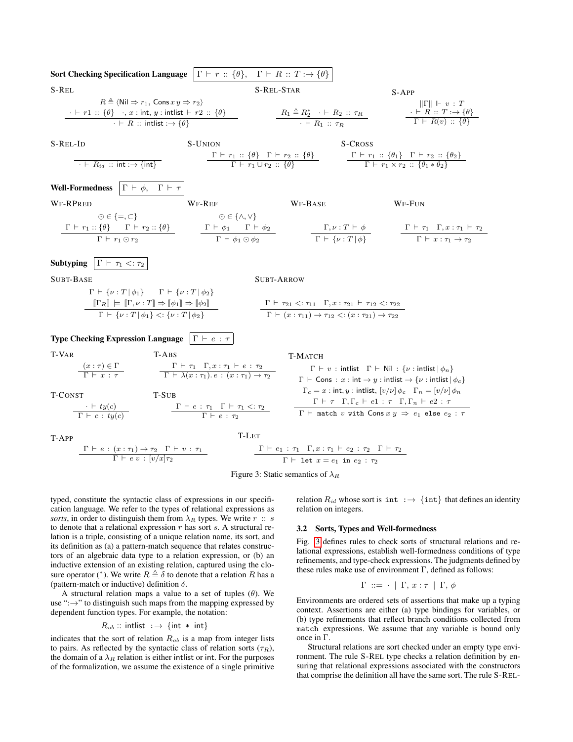**Sort Checking Specification Language** $\boxed{\Gamma \vdash r :: \{\theta\}, \quad \Gamma \vdash R :: T :\to \{\theta\}}$

S-REL

$$\frac{R \triangleq \langle \mathsf{Nil} \Rightarrow r_1,\, \mathsf{Cons}\, x\, y \Rightarrow r_2 \rangle \qquad \cdot \vdash r1 :: \{\theta\} \quad \cdot, x : \mathsf{int},\, y : \mathsf{intlist} \vdash r2 :: \{\theta\}}{\cdot \vdash R :: \mathsf{intlist} :\to \{\theta\}}$$

S-REL-STAR

$$\frac{R_1 \triangleq R_2^* \quad \cdot \vdash R_2 :: \tau_R}{\cdot \vdash R_1 :: \tau_R}$$

S-APP

$$\frac{\|\Gamma\| \Vdash v : T \qquad \cdot \vdash R :: T :\to \{\theta\}}{\Gamma \vdash R(v) :: \{\theta\}}$$

S-REL-ID

$$\frac{}{\cdot \vdash R_{id} :: \mathsf{int} :\to \{\mathsf{int}\}}$$

S-UNION

$$\frac{\Gamma \vdash r_1 :: \{\theta\} \quad \Gamma \vdash r_2 :: \{\theta\}}{\Gamma \vdash r_1 \cup r_2 :: \{\theta\}}$$

S-CROSS

$$\frac{\Gamma \vdash r_1 :: \{\theta_1\} \quad \Gamma \vdash r_2 :: \{\theta_2\}}{\Gamma \vdash r_1 \times r_2 :: \{\theta_1 * \theta_2\}}$$

**Well-Formedness** $\boxed{\Gamma \vdash \phi, \quad \Gamma \vdash \tau}$

WF-RPRED

$$\frac{\odot \in \{=, \subset\} \qquad \Gamma \vdash r_1 :: \{\theta\} \quad \Gamma \vdash r_2 :: \{\theta\}}{\Gamma \vdash r_1 \odot r_2}$$

WF-REF

$$\frac{\odot \in \{\wedge, \vee\} \qquad \Gamma \vdash \phi_1 \quad \Gamma \vdash \phi_2}{\Gamma \vdash \phi_1 \odot \phi_2}$$

WF-BASE

$$\frac{\Gamma, \nu : T \vdash \phi}{\Gamma \vdash \{\nu : T \,|\, \phi\}}$$

WF-FUN

$$\frac{\Gamma \vdash \tau_1 \quad \Gamma, x : \tau_1 \vdash \tau_2}{\Gamma \vdash x : \tau_1 \to \tau_2}$$

**Subtyping** $\boxed{\Gamma \vdash \tau_1 <: \tau_2}$

SUBT-BASE

$$\frac{\Gamma \vdash \{\nu : T \,|\, \phi_1\} \quad \Gamma \vdash \{\nu : T \,|\, \phi_2\} \qquad [\![\Gamma_R]\!] \models [\![\Gamma, \nu : T]\!] \Rightarrow [\![\phi_1]\!] \Rightarrow [\![\phi_2]\!]}{\Gamma \vdash \{\nu : T \,|\, \phi_1\} <: \{\nu : T \,|\, \phi_2\}}$$

SUBT-ARROW

$$\frac{\Gamma \vdash \tau_{21} <: \tau_{11} \quad \Gamma, x : \tau_{21} \vdash \tau_{12} <: \tau_{22}}{\Gamma \vdash (x : \tau_{11}) \to \tau_{12} <: (x : \tau_{21}) \to \tau_{22}}$$

**Type Checking Expression Language** $\boxed{\Gamma \vdash e : \tau}$

T-VAR

$$\frac{(x : \tau) \in \Gamma}{\Gamma \vdash x : \tau}$$

T-ABS

$$\frac{\Gamma \vdash \tau_1 \quad \Gamma, x : \tau_1 \vdash e : \tau_2}{\Gamma \vdash \lambda(x : \tau_1).\, e : (x : \tau_1) \to \tau_2}$$

T-MATCH

$$\frac{\begin{array}{c}\Gamma \vdash v : \mathsf{intlist} \quad \Gamma \vdash \mathsf{Nil} : \{\nu : \mathsf{intlist} \,|\, \phi_n\} \\ \Gamma \vdash \mathsf{Cons} : x : \mathsf{int} \to y : \mathsf{intlist} \to \{\nu : \mathsf{intlist} \,|\, \phi_c\} \\ \Gamma_c = x : \mathsf{int}, y : \mathsf{intlist},\, [v/\nu]\,\phi_c \quad \Gamma_n = [v/\nu]\,\phi_n \\ \Gamma \vdash \tau \quad \Gamma, \Gamma_c \vdash e1 : \tau \quad \Gamma, \Gamma_n \vdash e2 : \tau\end{array}}{\Gamma \vdash \texttt{match}\ v\ \texttt{with}\ \mathsf{Cons}\, x\, y \Rightarrow e_1\ \texttt{else}\ e_2 : \tau}$$

T-CONST

$$\frac{\cdot \vdash ty(c)}{\Gamma \vdash c : ty(c)}$$

T-SUB

$$\frac{\Gamma \vdash e : \tau_1 \quad \Gamma \vdash \tau_1 <: \tau_2}{\Gamma \vdash e : \tau_2}$$

T-APP

$$\frac{\Gamma \vdash e : (x : \tau_1) \to \tau_2 \quad \Gamma \vdash v : \tau_1}{\Gamma \vdash e\ v : [v/x]\tau_2}$$

T-LET

$$\frac{\Gamma \vdash e_1 : \tau_1 \quad \Gamma, x : \tau_1 \vdash e_2 : \tau_2 \quad \Gamma \vdash \tau_2}{\Gamma \vdash \texttt{let}\ x = e_1\ \texttt{in}\ e_2 : \tau_2}$$

Figure 3: Static semantics of $\lambda_R$

typed, constitute the syntactic class of expressions in our specification language. We refer to the types of relational expressions as *sorts*, in order to distinguish them from $\lambda_R$ types. We write $r :: s$ to denote that a relational expression $r$ has sort $s$. A structural relation is a triple, consisting of a unique relation name, its sort, and its definition as (a) a pattern-match sequence that relates constructors of an algebraic data type to a relation expression, or (b) an inductive extension of an existing relation, captured using the closure operator ($^*$). We write $R \triangleq \delta$ to denote that a relation $R$ has a (pattern-match or inductive) definition $\delta$.

A structural relation maps a value to a set of tuples ($\theta$). We use "$:\to$" to distinguish such maps from the mapping expressed by dependent function types. For example, the notation:

$$R_{ob} :: \mathsf{intlist} :\to \{\mathsf{int} * \mathsf{int}\}$$

indicates that the sort of relation $R_{ob}$ is a map from integer lists to pairs. As reflected by the syntactic class of relation sorts ($\tau_R$), the domain of a $\lambda_R$ relation is either intlist or int. For the purposes of the formalization, we assume the existence of a single primitive relation $R_{id}$ whose sort is $\texttt{int} :\to \{\texttt{int}\}$ that defines an identity relation on integers.

### 3.2 Sorts, Types and Well-formedness

Fig. 3 defines rules to check sorts of structural relations and relational expressions, establish well-formedness conditions of type refinements, and type-check expressions. The judgments defined by these rules make use of environment $\Gamma$, defined as follows:

$$\Gamma ::= \cdot \mid \Gamma,\, x : \tau \mid \Gamma,\, \phi$$

Environments are ordered sets of assertions that make up a typing context. Assertions are either (a) type bindings for variables, or (b) type refinements that reflect branch conditions collected from `match` expressions. We assume that any variable is bound only once in $\Gamma$.

Structural relations are sort checked under an empty type environment. The rule S-REL type checks a relation definition by ensuring that relational expressions associated with the constructors that comprise the definition all have the same sort. The rule S-REL-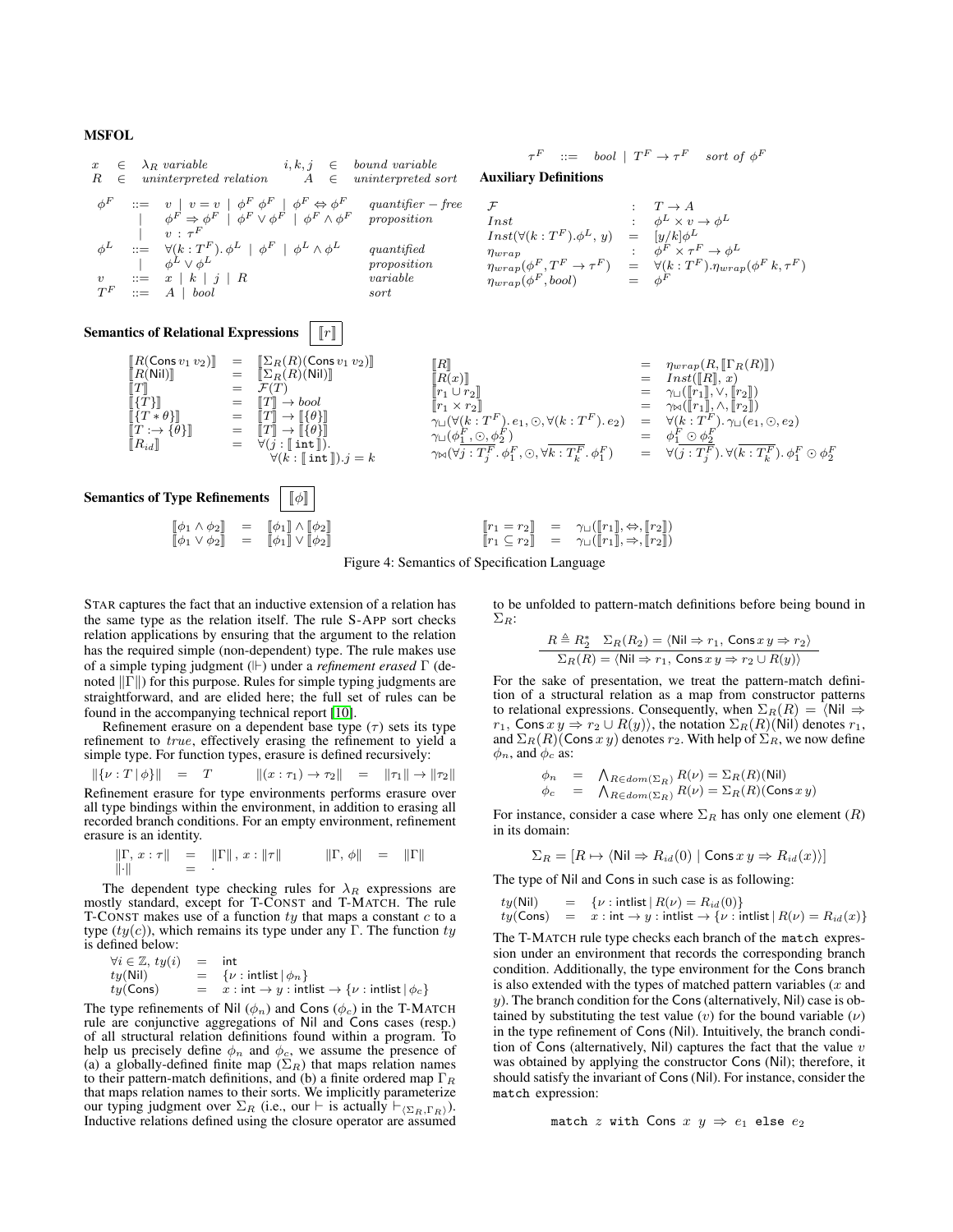**MSFOL**

$$
\begin{array}{llllll}
x & \in & \lambda_R \textit{ variable} & i,k,j & \in & \textit{bound variable} \\
R & \in & \textit{uninterpreted relation} & A & \in & \textit{uninterpreted sort}
\end{array}
$$

$$
\begin{array}{llll}
\phi^F & ::= & v \mid v = v \mid \phi^F\ \phi^F \mid \phi^F \Leftrightarrow \phi^F & \textit{quantifier}-\textit{free} \\
 & \mid & \phi^F \Rightarrow \phi^F \mid \phi^F \vee \phi^F \mid \phi^F \wedge \phi^F & \textit{proposition} \\
 & \mid & v : \tau^F & \\
\phi^L & ::= & \forall(k : T^F).\, \phi^L \mid \phi^F \mid \phi^L \wedge \phi^L & \textit{quantified} \\
 & \mid & \phi^L \vee \phi^L & \textit{proposition} \\
v & ::= & x \mid k \mid j \mid R & \textit{variable} \\
T^F & ::= & A \mid bool & \textit{sort}
\end{array}
$$

$$
\tau^F \quad ::= \quad bool \mid T^F \to \tau^F \quad \textit{sort of } \phi^F
$$

**Auxiliary Definitions**

$$
\begin{array}{lcl}
\mathcal{F} & : & T \to A \\
Inst & : & \phi^L \times v \to \phi^L \\
Inst(\forall(k : T^F).\phi^L,\, y) & = & [y/k]\phi^L \\
\eta_{wrap} & : & \phi^F \times \tau^F \to \phi^L \\
\eta_{wrap}(\phi^F, T^F \to \tau^F) & = & \forall(k : T^F).\eta_{wrap}(\phi^F\ k, \tau^F) \\
\eta_{wrap}(\phi^F, bool) & = & \phi^F
\end{array}
$$

**Semantics of Relational Expressions** $[\![r]\!]$

$$
\begin{array}{lcl}
[\![R(\mathsf{Cons}\, v_1\, v_2)]\!] & = & [\![\Sigma_R(R)(\mathsf{Cons}\, v_1\, v_2)]\!] \\
[\![R(\mathsf{Nil})]\!] & = & [\![\Sigma_R(R)(\mathsf{Nil})]\!] \\
[\![T]\!] & = & \mathcal{F}(T) \\
[\![\{T\}]\!] & = & [\![T]\!] \to bool \\
[\![\{T * \theta\}]\!] & = & [\![T]\!] \to [\![\{\theta\}]\!] \\
[\![T :\to \{\theta\}]\!] & = & [\![T]\!] \to [\![\{\theta\}]\!] \\
[\![R_{id}]\!] & = & \forall(j : [\![\,\mathsf{int}\,]\!]). \\
 & & \quad \forall(k : [\![\,\mathsf{int}\,]\!]).j = k
\end{array}
$$

$$
\begin{array}{lcl}
[\![R]\!] & = & \eta_{wrap}(R, [\![\Gamma_R(R)]\!]) \\
[\![R(x)]\!] & = & Inst([\![R]\!], x) \\
[\![r_1 \cup r_2]\!] & = & \gamma_\sqcup([\![r_1]\!], \vee, [\![r_2]\!]) \\
[\![r_1 \times r_2]\!] & = & \gamma_\bowtie([\![r_1]\!], \wedge, [\![r_2]\!]) \\
\gamma_\sqcup(\forall(k : T^F).\, e_1, \odot, \forall(k : T^F).\, e_2) & = & \forall(k : T^F).\, \gamma_\sqcup(e_1, \odot, e_2) \\
\gamma_\sqcup(\phi_1^F, \odot, \phi_2^F) & = & \phi_1^F \odot \phi_2^F \\
\gamma_\bowtie(\forall \overline{j : T_j^F}.\, \phi_1^F, \odot, \forall \overline{k : T_k^F}.\, \phi_1^F) & = & \forall(\overline{j : T_j^F}).\, \forall(\overline{k : T_k^F}).\, \phi_1^F \odot \phi_2^F
\end{array}
$$

**Semantics of Type Refinements** $[\![\phi]\!]$

$$
\begin{array}{lcl}
[\![\phi_1 \wedge \phi_2]\!] & = & [\![\phi_1]\!] \wedge [\![\phi_2]\!] \\
[\![\phi_1 \vee \phi_2]\!] & = & [\![\phi_1]\!] \vee [\![\phi_2]\!]
\end{array}
\qquad
\begin{array}{lcl}
[\![r_1 = r_2]\!] & = & \gamma_\sqcup([\![r_1]\!], \Leftrightarrow, [\![r_2]\!]) \\
[\![r_1 \subseteq r_2]\!] & = & \gamma_\sqcup([\![r_1]\!], \Rightarrow, [\![r_2]\!])
\end{array}
$$

Figure 4: Semantics of Specification Language

STAR captures the fact that an inductive extension of a relation has the same type as the relation itself. The rule S-APP sort checks relation applications by ensuring that the argument to the relation has the required simple (non-dependent) type. The rule makes use of a simple typing judgment ($\Vdash$) under a *refinement erased* $\Gamma$ (denoted $\|\Gamma\|$) for this purpose. Rules for simple typing judgments are straightforward, and are elided here; the full set of rules can be found in the accompanying technical report [10].

Refinement erasure on a dependent base type ($\tau$) sets its type refinement to *true*, effectively erasing the refinement to yield a simple type. For function types, erasure is defined recursively:

$$
\|\{\nu : T \mid \phi\}\| \;=\; T \qquad \|(x : \tau_1) \to \tau_2\| \;=\; \|\tau_1\| \to \|\tau_2\|
$$

Refinement erasure for type environments performs erasure over all type bindings within the environment, in addition to erasing all recorded branch conditions. For an empty environment, refinement erasure is an identity.

$$
\begin{array}{lcl}
\|\Gamma,\, x : \tau\| & = & \|\Gamma\|\,,\, x : \|\tau\| \\
\|\cdot\| & = & \cdot
\end{array}
\qquad
\|\Gamma,\, \phi\| \;=\; \|\Gamma\|
$$

The dependent type checking rules for $\lambda_R$ expressions are mostly standard, except for T-CONST and T-MATCH. The rule T-CONST makes use of a function $ty$ that maps a constant $c$ to a type ($ty(c)$), which remains its type under any $\Gamma$. The function $ty$ is defined below:

$$
\begin{array}{lcl}
\forall i \in \mathbb{Z},\, ty(i) & = & \mathsf{int} \\
ty(\mathsf{Nil}) & = & \{\nu : \mathsf{intlist} \mid \phi_n\} \\
ty(\mathsf{Cons}) & = & x : \mathsf{int} \to y : \mathsf{intlist} \to \{\nu : \mathsf{intlist} \mid \phi_c\}
\end{array}
$$

The type refinements of Nil ($\phi_n$) and Cons ($\phi_c$) in the T-MATCH rule are conjunctive aggregations of Nil and Cons cases (resp.) of all structural relation definitions found within a program. To help us precisely define $\phi_n$ and $\phi_c$, we assume the presence of (a) a globally-defined finite map ($\Sigma_R$) that maps relation names to their pattern-match definitions, and (b) a finite ordered map $\Gamma_R$ that maps relation names to their sorts. We implicitly parameterize our typing judgment over $\Sigma_R$ (i.e., our $\vdash$ is actually $\vdash_{\langle \Sigma_R, \Gamma_R \rangle}$). Inductive relations defined using the closure operator are assumed to be unfolded to pattern-match definitions before being bound in $\Sigma_R$:

$$
\frac{R \triangleq R_2^* \quad \Sigma_R(R_2) = \langle \mathsf{Nil} \Rightarrow r_1,\, \mathsf{Cons}\, x\, y \Rightarrow r_2 \rangle}{\Sigma_R(R) = \langle \mathsf{Nil} \Rightarrow r_1,\, \mathsf{Cons}\, x\, y \Rightarrow r_2 \cup R(y) \rangle}
$$

For the sake of presentation, we treat the pattern-match definition of a structural relation as a map from constructor patterns to relational expressions. Consequently, when $\Sigma_R(R) = \langle \mathsf{Nil} \Rightarrow r_1,\, \mathsf{Cons}\, x\, y \Rightarrow r_2 \cup R(y) \rangle$, the notation $\Sigma_R(R)(\mathsf{Nil})$ denotes $r_1$, and $\Sigma_R(R)(\mathsf{Cons}\, x\, y)$ denotes $r_2$. With help of $\Sigma_R$, we now define $\phi_n$, and $\phi_c$ as:

$$
\begin{array}{lcl}
\phi_n & = & \bigwedge_{R \in dom(\Sigma_R)} R(\nu) = \Sigma_R(R)(\mathsf{Nil}) \\
\phi_c & = & \bigwedge_{R \in dom(\Sigma_R)} R(\nu) = \Sigma_R(R)(\mathsf{Cons}\, x\, y)
\end{array}
$$

For instance, consider a case where $\Sigma_R$ has only one element ($R$) in its domain:

$$
\Sigma_R = [R \mapsto \langle \mathsf{Nil} \Rightarrow R_{id}(0) \mid \mathsf{Cons}\, x\, y \Rightarrow R_{id}(x) \rangle]
$$

The type of Nil and Cons in such case is as following:

$$
\begin{array}{lcl}
ty(\mathsf{Nil}) & = & \{\nu : \mathsf{intlist} \mid R(\nu) = R_{id}(0)\} \\
ty(\mathsf{Cons}) & = & x : \mathsf{int} \to y : \mathsf{intlist} \to \{\nu : \mathsf{intlist} \mid R(\nu) = R_{id}(x)\}
\end{array}
$$

The T-MATCH rule type checks each branch of the `match` expression under an environment that records the corresponding branch condition. Additionally, the type environment for the Cons branch is also extended with the types of matched pattern variables ($x$ and $y$). The branch condition for the Cons (alternatively, Nil) case is obtained by substituting the test value ($v$) for the bound variable ($\nu$) in the type refinement of Cons (Nil). Intuitively, the branch condition of Cons (alternatively, Nil) captures the fact that the value $v$ was obtained by applying the constructor Cons (Nil); therefore, it should satisfy the invariant of Cons (Nil). For instance, consider the `match` expression:

$$
\texttt{match}\ z\ \texttt{with Cons}\ x\ y\ \Rightarrow\ e_1\ \texttt{else}\ e_2
$$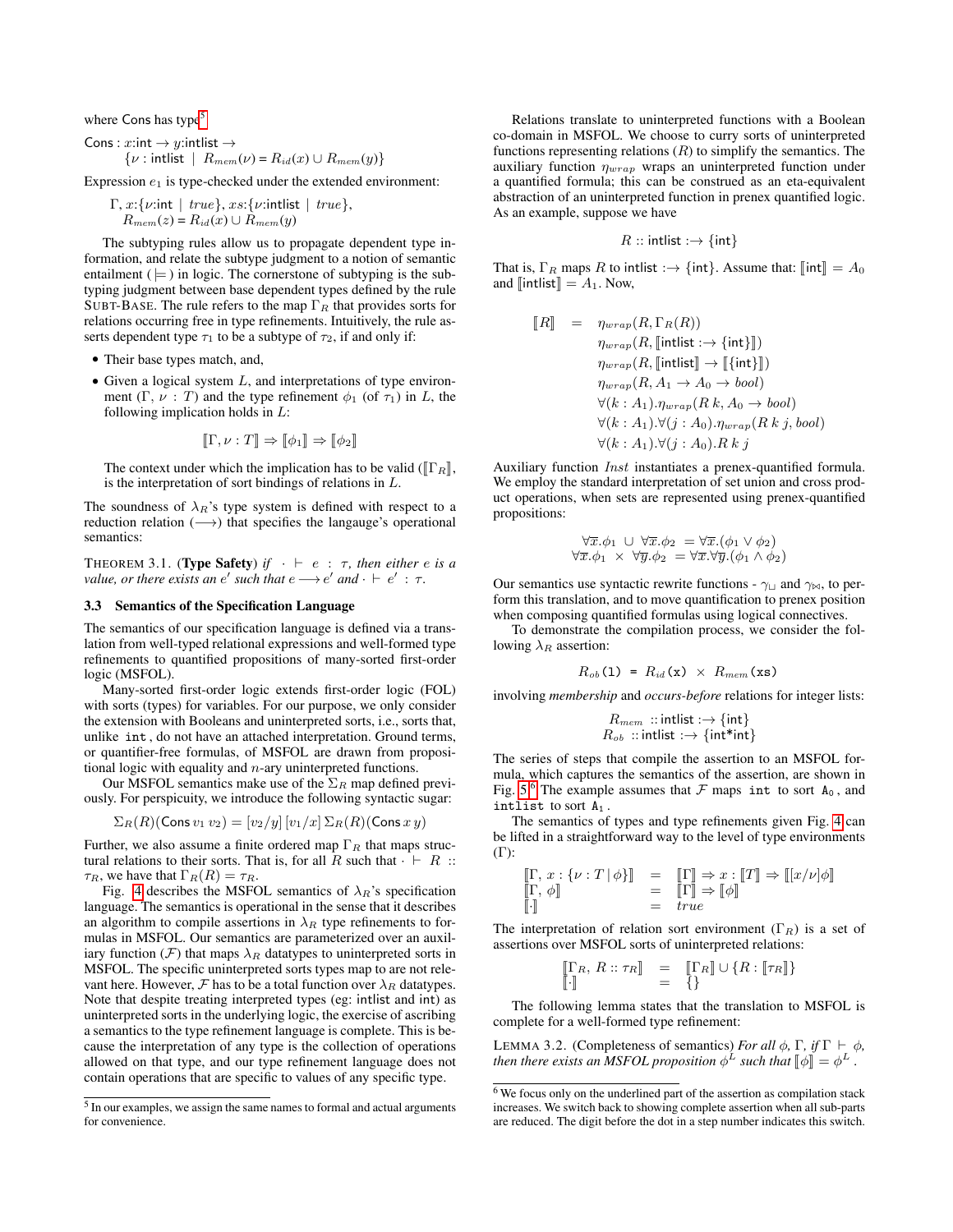where Cons has type[5]

$$\begin{array}{l}\mathsf{Cons} : x{:}\mathsf{int} \rightarrow y{:}\mathsf{intlist} \rightarrow \\ \qquad \{\nu : \mathsf{intlist} \mid R_{mem}(\nu) = R_{id}(x) \cup R_{mem}(y)\}\end{array}$$

Expression $e_1$ is type-checked under the extended environment:

$$\begin{array}{l}\Gamma, x{:}\{\nu{:}\mathsf{int} \mid \mathit{true}\}, xs{:}\{\nu{:}\mathsf{intlist} \mid \mathit{true}\}, \\ R_{mem}(z) = R_{id}(x) \cup R_{mem}(y)\end{array}$$

The subtyping rules allow us to propagate dependent type information, and relate the subtype judgment to a notion of semantic entailment ($\models$) in logic. The cornerstone of subtyping is the subtyping judgment between base dependent types defined by the rule SUBT-BASE. The rule refers to the map $\Gamma_R$ that provides sorts for relations occurring free in type refinements. Intuitively, the rule asserts dependent type $\tau_1$ to be a subtype of $\tau_2$, if and only if:

- Their base types match, and,
- Given a logical system $L$, and interpretations of type environment ($\Gamma$, $\nu : T$) and the type refinement $\phi_1$ (of $\tau_1$) in $L$, the following implication holds in $L$:

$$[\![\Gamma, \nu : T]\!] \Rightarrow [\![\phi_1]\!] \Rightarrow [\![\phi_2]\!]$$

The context under which the implication has to be valid ($[\![\Gamma_R]\!]$, is the interpretation of sort bindings of relations in $L$.

The soundness of $\lambda_R$'s type system is defined with respect to a reduction relation ($\longrightarrow$) that specifies the langauge's operational semantics:

THEOREM 3.1. (**Type Safety**) *if* $\cdot \vdash e : \tau$, *then either* $e$ *is a value, or there exists an* $e'$ *such that* $e \longrightarrow e'$ *and* $\cdot \vdash e' : \tau$.

### 3.3 Semantics of the Specification Language

The semantics of our specification language is defined via a translation from well-typed relational expressions and well-formed type refinements to quantified propositions of many-sorted first-order logic (MSFOL).

Many-sorted first-order logic extends first-order logic (FOL) with sorts (types) for variables. For our purpose, we only consider the extension with Booleans and uninterpreted sorts, i.e., sorts that, unlike `int`, do not have an attached interpretation. Ground terms, or quantifier-free formulas, of MSFOL are drawn from propositional logic with equality and $n$-ary uninterpreted functions.

Our MSFOL semantics make use of the $\Sigma_R$ map defined previously. For perspicuity, we introduce the following syntactic sugar:

$$\Sigma_R(R)(\mathsf{Cons}\, v_1\, v_2) = [v_2/y]\,[v_1/x]\,\Sigma_R(R)(\mathsf{Cons}\, x\, y)$$

Further, we also assume a finite ordered map $\Gamma_R$ that maps structural relations to their sorts. That is, for all $R$ such that $\cdot \vdash R :: \tau_R$, we have that $\Gamma_R(R) = \tau_R$.

Fig. 4 describes the MSFOL semantics of $\lambda_R$'s specification language. The semantics is operational in the sense that it describes an algorithm to compile assertions in $\lambda_R$ type refinements to formulas in MSFOL. Our semantics are parameterized over an auxiliary function ($\mathcal{F}$) that maps $\lambda_R$ datatypes to uninterpreted sorts in MSFOL. The specific uninterpreted sorts types map to are not relevant here. However, $\mathcal{F}$ has to be a total function over $\lambda_R$ datatypes. Note that despite treating interpreted types (eg: intlist and int) as uninterpreted sorts in the underlying logic, the exercise of ascribing a semantics to the type refinement language is complete. This is because the interpretation of any type is the collection of operations allowed on that type, and our type refinement language does not contain operations that are specific to values of any specific type.

Relations translate to uninterpreted functions with a Boolean co-domain in MSFOL. We choose to curry sorts of uninterpreted functions representing relations ($R$) to simplify the semantics. The auxiliary function $\eta_{wrap}$ wraps an uninterpreted function under a quantified formula; this can be construed as an eta-equivalent abstraction of an uninterpreted function in prenex quantified logic. As an example, suppose we have

$$R :: \mathsf{intlist} :\rightarrow \{\mathsf{int}\}$$

That is, $\Gamma_R$ maps $R$ to intlist $:\rightarrow$ {int}. Assume that: $[\![\mathsf{int}]\!] = A_0$ and $[\![\mathsf{intlist}]\!] = A_1$. Now,

$$\begin{array}{rcl}[\![R]\!] & = & \eta_{wrap}(R, \Gamma_R(R)) \\ & & \eta_{wrap}(R, [\![\mathsf{intlist} :\rightarrow \{\mathsf{int}\}]\!]) \\ & & \eta_{wrap}(R, [\![\mathsf{intlist}]\!] \rightarrow [\![\{\mathsf{int}\}]\!]) \\ & & \eta_{wrap}(R, A_1 \rightarrow A_0 \rightarrow bool) \\ & & \forall (k : A_1).\eta_{wrap}(R\; k, A_0 \rightarrow bool) \\ & & \forall (k : A_1).\forall (j : A_0).\eta_{wrap}(R\; k\; j, bool) \\ & & \forall (k : A_1).\forall (j : A_0).R\; k\; j\end{array}$$

Auxiliary function $Inst$ instantiates a prenex-quantified formula. We employ the standard interpretation of set union and cross product operations, when sets are represented using prenex-quantified propositions:

$$\begin{array}{rcl}\forall \overline{x}.\phi_1 \;\cup\; \forall \overline{x}.\phi_2 & = & \forall \overline{x}.(\phi_1 \vee \phi_2) \\ \forall \overline{x}.\phi_1 \;\times\; \forall \overline{y}.\phi_2 & = & \forall \overline{x}.\forall \overline{y}.(\phi_1 \wedge \phi_2)\end{array}$$

Our semantics use syntactic rewrite functions - $\gamma_{\sqcup}$ and $\gamma_{\bowtie}$, to perform this translation, and to move quantification to prenex position when composing quantified formulas using logical connectives.

To demonstrate the compilation process, we consider the following $\lambda_R$ assertion:

$$R_{ob}\texttt{(l)} \texttt{ = } R_{id}\texttt{(x)} \;\times\; R_{mem}\texttt{(xs)}$$

involving *membership* and *occurs-before* relations for integer lists:

$$\begin{array}{l}R_{mem} :: \mathsf{intlist} :\rightarrow \{\mathsf{int}\} \\ R_{ob} :: \mathsf{intlist} :\rightarrow \{\mathsf{int*int}\}\end{array}$$

The series of steps that compile the assertion to an MSFOL formula, which captures the semantics of the assertion, are shown in Fig. 5.[6] The example assumes that $\mathcal{F}$ maps `int` to sort `A0`, and `intlist` to sort `A1`.

The semantics of types and type refinements given Fig. 4 can be lifted in a straightforward way to the level of type environments ($\Gamma$):

$$\begin{array}{rcl}[\![\Gamma,\, x : \{\nu : T \mid \phi\}]\!] & = & [\![\Gamma]\!] \Rightarrow x : [\![T]\!] \Rightarrow [\![[x/\nu]\phi]\!] \\ [\![\Gamma,\, \phi]\!] & = & [\![\Gamma]\!] \Rightarrow [\![\phi]\!] \\ [\![\cdot]\!] & = & true\end{array}$$

The interpretation of relation sort environment ($\Gamma_R$) is a set of assertions over MSFOL sorts of uninterpreted relations:

$$\begin{array}{rcl}[\![\Gamma_R,\, R :: \tau_R]\!] & = & [\![\Gamma_R]\!] \cup \{R : [\![\tau_R]\!]\} \\ [\![\cdot]\!] & = & \{\}\end{array}$$

The following lemma states that the translation to MSFOL is complete for a well-formed type refinement:

LEMMA 3.2. (Completeness of semantics) *For all* $\phi$, $\Gamma$, *if* $\Gamma \vdash \phi$, *then there exists an MSFOL proposition* $\phi^L$ *such that* $[\![\phi]\!] = \phi^L$.

---

[5] In our examples, we assign the same names to formal and actual arguments for convenience.

[6] We focus only on the underlined part of the assertion as compilation stack increases. We switch back to showing complete assertion when all sub-parts are reduced. The digit before the dot in a step number indicates this switch.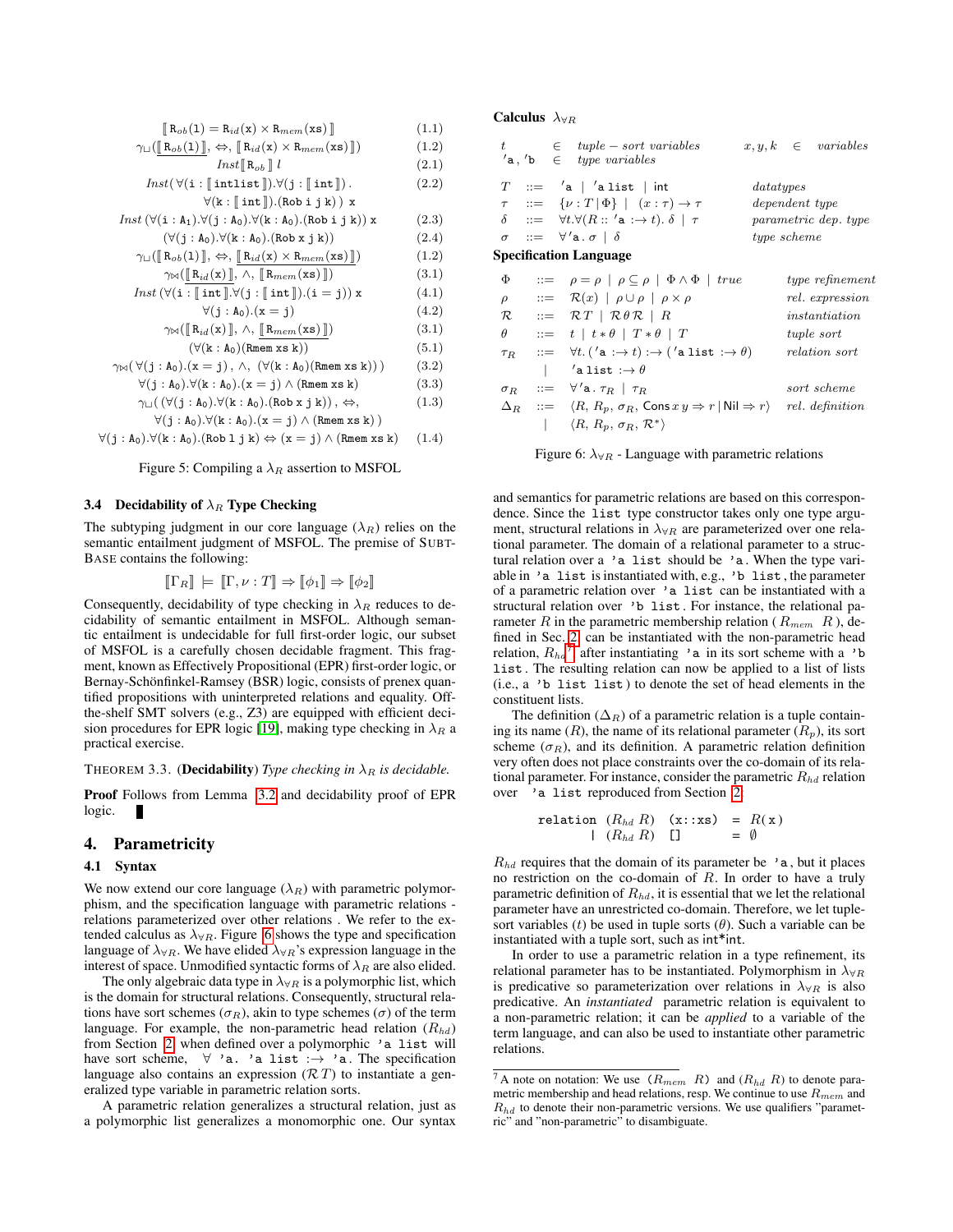$$\llbracket \mathtt{R}_{ob}(\mathtt{l}) = \mathtt{R}_{id}(\mathtt{x}) \times \mathtt{R}_{mem}(\mathtt{xs}) \rrbracket \quad (1.1)$$

$$\gamma_{\sqcup}(\underline{\llbracket \mathtt{R}_{ob}(\mathtt{l}) \rrbracket}, \Leftrightarrow, \llbracket \mathtt{R}_{id}(\mathtt{x}) \times \mathtt{R}_{mem}(\mathtt{xs}) \rrbracket) \quad (1.2)$$

$$Inst \llbracket \mathtt{R}_{ob} \rrbracket \; l \quad (2.1)$$

$$Inst(\forall(\mathtt{i} : \llbracket \mathtt{intlist} \rrbracket).\forall(\mathtt{j} : \llbracket \mathtt{int} \rrbracket). \; \forall(\mathtt{k} : \llbracket \mathtt{int} \rrbracket).(\mathtt{Rob\ i\ j\ k})) \; \mathtt{x} \quad (2.2)$$

$$Inst \; (\forall(\mathtt{i} : \mathtt{A}_1).\forall(\mathtt{j} : \mathtt{A}_0).\forall(\mathtt{k} : \mathtt{A}_0).(\mathtt{Rob\ i\ j\ k})) \; \mathtt{x} \quad (2.3)$$

$$(\forall(\mathtt{j} : \mathtt{A}_0).\forall(\mathtt{k} : \mathtt{A}_0).(\mathtt{Rob\ x\ j\ k})) \quad (2.4)$$

$$\gamma_{\sqcup}(\llbracket \mathtt{R}_{ob}(\mathtt{l}) \rrbracket, \Leftrightarrow, \underline{\llbracket \mathtt{R}_{id}(\mathtt{x}) \times \mathtt{R}_{mem}(\mathtt{xs}) \rrbracket}) \quad (1.2)$$

$$\gamma_{\bowtie}(\underline{\llbracket \mathtt{R}_{id}(\mathtt{x}) \rrbracket}, \wedge, \llbracket \mathtt{R}_{mem}(\mathtt{xs}) \rrbracket) \quad (3.1)$$

$$Inst \; (\forall(\mathtt{i} : \llbracket \mathtt{int} \rrbracket).\forall(\mathtt{j} : \llbracket \mathtt{int} \rrbracket).(\mathtt{i} = \mathtt{j})) \; \mathtt{x} \quad (4.1)$$

$$\forall(\mathtt{j} : \mathtt{A}_0).(\mathtt{x} = \mathtt{j}) \quad (4.2)$$

$$\gamma_{\bowtie}(\llbracket \mathtt{R}_{id}(\mathtt{x}) \rrbracket, \wedge, \underline{\llbracket \mathtt{R}_{mem}(\mathtt{xs}) \rrbracket}) \quad (3.1)$$

$$(\forall(\mathtt{k} : \mathtt{A}_0)(\mathtt{Rmem\ xs\ k})) \quad (5.1)$$

$$\gamma_{\bowtie}(\forall(\mathtt{j} : \mathtt{A}_0).(\mathtt{x} = \mathtt{j}), \wedge, (\forall(\mathtt{k} : \mathtt{A}_0)(\mathtt{Rmem\ xs\ k}))) \quad (3.2)$$

$$\forall(\mathtt{j} : \mathtt{A}_0).\forall(\mathtt{k} : \mathtt{A}_0).(\mathtt{x} = \mathtt{j}) \wedge (\mathtt{Rmem\ xs\ k}) \quad (3.3)$$

$$\gamma_{\sqcup}((\forall(\mathtt{j} : \mathtt{A}_0).\forall(\mathtt{k} : \mathtt{A}_0).(\mathtt{Rob\ x\ j\ k})), \Leftrightarrow, \; \forall(\mathtt{j} : \mathtt{A}_0).\forall(\mathtt{k} : \mathtt{A}_0).(\mathtt{x} = \mathtt{j}) \wedge (\mathtt{Rmem\ xs\ k})) \quad (1.3)$$

$$\forall(\mathtt{j} : \mathtt{A}_0).\forall(\mathtt{k} : \mathtt{A}_0).(\mathtt{Rob\ l\ j\ k}) \Leftrightarrow (\mathtt{x} = \mathtt{j}) \wedge (\mathtt{Rmem\ xs\ k}) \quad (1.4)$$

Figure 5: Compiling a $\lambda_R$ assertion to MSFOL

### 3.4 Decidability of $\lambda_R$ Type Checking

The subtyping judgment in our core language ($\lambda_R$) relies on the semantic entailment judgment of MSFOL. The premise of SUBT-BASE contains the following:

$$\llbracket \Gamma_R \rrbracket \models \llbracket \Gamma, \nu : T \rrbracket \Rightarrow \llbracket \phi_1 \rrbracket \Rightarrow \llbracket \phi_2 \rrbracket$$

Consequently, decidability of type checking in $\lambda_R$ reduces to decidability of semantic entailment in MSFOL. Although semantic entailment is undecidable for full first-order logic, our subset of MSFOL is a carefully chosen decidable fragment. This fragment, known as Effectively Propositional (EPR) first-order logic, or Bernay-Schönfinkel-Ramsey (BSR) logic, consists of prenex quantified propositions with uninterpreted relations and equality. Off-the-shelf SMT solvers (e.g., Z3) are equipped with efficient decision procedures for EPR logic [19], making type checking in $\lambda_R$ a practical exercise.

THEOREM 3.3. (**Decidability**) *Type checking in $\lambda_R$ is decidable.*

**Proof** Follows from Lemma 3.2 and decidability proof of EPR logic. ∎

## 4. Parametricity

### 4.1 Syntax

We now extend our core language ($\lambda_R$) with parametric polymorphism, and the specification language with parametric relations - relations parameterized over other relations. We refer to the extended calculus as $\lambda_{\forall R}$. Figure 6 shows the type and specification language of $\lambda_{\forall R}$. We have elided $\lambda_{\forall R}$'s expression language in the interest of space. Unmodified syntactic forms of $\lambda_R$ are also elided.

The only algebraic data type in $\lambda_{\forall R}$ is a polymorphic list, which is the domain for structural relations. Consequently, structural relations have sort schemes ($\sigma_R$), akin to type schemes ($\sigma$) of the term language. For example, the non-parametric head relation ($R_{hd}$) from Section 2, when defined over a polymorphic `'a list` will have sort scheme, $\forall$ `'a. 'a list` $:\rightarrow$ `'a`. The specification language also contains an expression ($\mathcal{R}\,T$) to instantiate a generalized type variable in parametric relation sorts.

A parametric relation generalizes a structural relation, just as a polymorphic list generalizes a monomorphic one. Our syntax

**Calculus** $\lambda_{\forall R}$

| | | | | |
|---|---|---|---|---|
| $t$ | $\in$ | $tuple-sort\ variables$ | $x, y, k \in$ | $variables$ |
| $'\mathtt{a}, '\mathtt{b}$ | $\in$ | $type\ variables$ | | |
| $T$ | $::=$ | $'\mathtt{a} \mid '\mathtt{a}\ \mathtt{list} \mid \mathtt{int}$ | | *datatypes* |
| $\tau$ | $::=$ | $\{\nu : T \mid \Phi\} \mid (x : \tau) \rightarrow \tau$ | | *dependent type* |
| $\delta$ | $::=$ | $\forall t.\forall(R :: '\mathtt{a} :\rightarrow t).\ \delta \mid \tau$ | | *parametric dep. type* |
| $\sigma$ | $::=$ | $\forall '\mathtt{a}.\ \sigma \mid \delta$ | | *type scheme* |

**Specification Language**

| | | | |
|---|---|---|---|
| $\Phi$ | $::=$ | $\rho = \rho \mid \rho \subseteq \rho \mid \Phi \wedge \Phi \mid true$ | *type refinement* |
| $\rho$ | $::=$ | $\mathcal{R}(x) \mid \rho \cup \rho \mid \rho \times \rho$ | *rel. expression* |
| $\mathcal{R}$ | $::=$ | $\mathcal{R}\,T \mid \mathcal{R}\,\theta\,\mathcal{R} \mid R$ | *instantiation* |
| $\theta$ | $::=$ | $t \mid t * \theta \mid T * \theta \mid T$ | *tuple sort* |
| $\tau_R$ | $::=$ | $\forall t.\ ('\mathtt{a} :\rightarrow t) :\rightarrow ('\mathtt{a}\ \mathtt{list} :\rightarrow \theta)$ | *relation sort* |
| | $\mid$ | $'\mathtt{a}\ \mathtt{list} :\rightarrow \theta$ | |
| $\sigma_R$ | $::=$ | $\forall '\mathtt{a}.\ \tau_R \mid \tau_R$ | *sort scheme* |
| $\Delta_R$ | $::=$ | $\langle R, R_p, \sigma_R, \mathsf{Cons}\,x\,y \Rightarrow r \mid \mathsf{Nil} \Rightarrow r \rangle$ | *rel. definition* |
| | $\mid$ | $\langle R, R_p, \sigma_R, \mathcal{R}^* \rangle$ | |

Figure 6: $\lambda_{\forall R}$ - Language with parametric relations

and semantics for parametric relations are based on this correspondence. Since the `list` type constructor takes only one type argument, structural relations in $\lambda_{\forall R}$ are parameterized over one relational parameter. The domain of a relational parameter to a structural relation over a `'a list` should be `'a`. When the type variable in `'a list` is instantiated with, e.g., `'b list`, the parameter of a parametric relation over `'a list` can be instantiated with a structural relation over `'b list`. For instance, the relational parameter $R$ in the parametric membership relation ( $R_{mem}$ $R$ ), defined in Sec. 2 can be instantiated with the non-parametric head relation, $R_{hd}$[7] after instantiating `'a` in its sort scheme with a `'b list`. The resulting relation can now be applied to a list of lists (i.e., a `'b list list`) to denote the set of head elements in the constituent lists.

The definition ($\Delta_R$) of a parametric relation is a tuple containing its name ($R$), the name of its relational parameter ($R_p$), its sort scheme ($\sigma_R$), and its definition. A parametric relation definition very often does not place constraints over the co-domain of its relational parameter. For instance, consider the parametric $R_{hd}$ relation over `'a list` reproduced from Section 2

```
relation  (R_hd R)  (x::xs)  =  R(x)
       |  (R_hd R)  []       =  ∅
```

$R_{hd}$ requires that the domain of its parameter be `'a`, but it places no restriction on the co-domain of $R$. In order to have a truly parametric definition of $R_{hd}$, it is essential that we let the relational parameter have an unrestricted co-domain. Therefore, we let tuple-sort variables ($t$) to be used in tuple sorts ($\theta$). Such a variable can be instantiated with a tuple sort, such as int*int.

In order to use a parametric relation in a type refinement, its relational parameter has to be instantiated. Polymorphism in $\lambda_{\forall R}$ is predicative so parameterization over relations in $\lambda_{\forall R}$ is also predicative. An *instantiated* parametric relation is equivalent to a non-parametric relation; it can be *applied* to a variable of the term language, and can also be used to instantiate other parametric relations.

[7] A note on notation: We use ($R_{mem}$ $R$) and ($R_{hd}$ $R$) to denote parametric membership and head relations, resp. We continue to use $R_{mem}$ and $R_{hd}$ to denote their non-parametric versions. We use qualifiers "parametric" and "non-parametric" to disambiguate.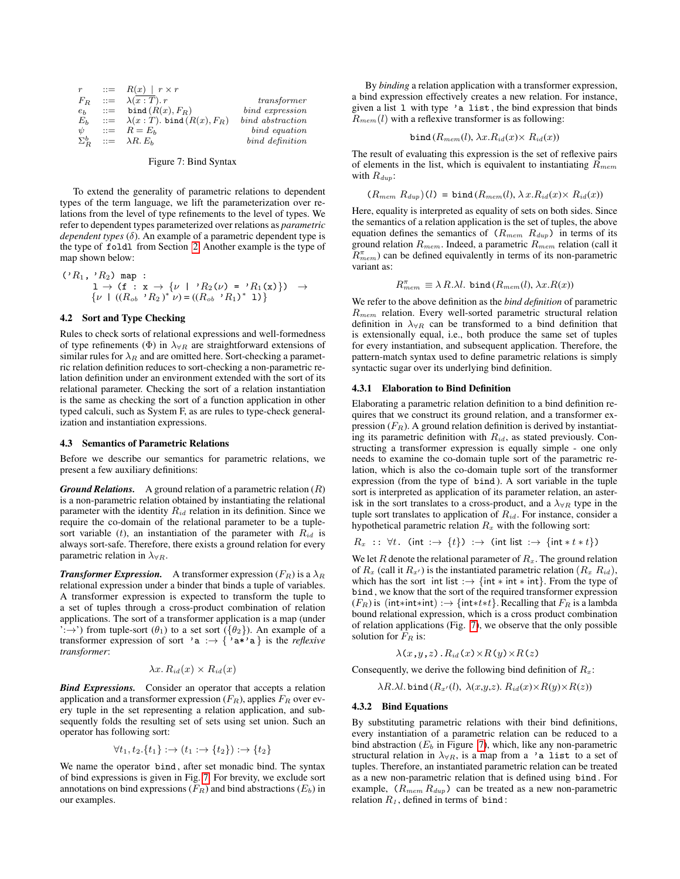$$
\begin{array}{llll}
r & ::= & R(x) \mid r \times r & \\
F_R & ::= & \lambda(\overline{x:T}).\, r & \textit{transformer} \\
e_b & ::= & \texttt{bind}\,(R(x), F_R) & \textit{bind expression} \\
E_b & ::= & \lambda(x:T).\ \texttt{bind}\,(R(x), F_R) & \textit{bind abstraction} \\
\psi & ::= & R = E_b & \textit{bind equation} \\
\Sigma^b_R & ::= & \lambda R.\, E_b & \textit{bind definition}
\end{array}
$$

Figure 7: Bind Syntax

To extend the generality of parametric relations to dependent types of the term language, we lift the parameterization over relations from the level of type refinements to the level of types. We refer to dependent types parameterized over relations as *parametric dependent types* ($\delta$). An example of a parametric dependent type is the type of `foldl` from Section 2. Another example is the type of map shown below:

$$
\begin{array}{l}
(\text{'}R_1,\ \text{'}R_2)\ \texttt{map}\ : \\
\quad \texttt{l} \rightarrow (\texttt{f : x} \rightarrow \{\nu \mid \text{'}R_2(\nu) = \text{'}R_1(\texttt{x})\}) \rightarrow \\
\{\nu \mid ((R_{ob}\ \text{'}R_2)^*\ \nu) = ((R_{ob}\ \text{'}R_1)^*\ \texttt{l})\}
\end{array}
$$

### 4.2 Sort and Type Checking

Rules to check sorts of relational expressions and well-formedness of type refinements ($\Phi$) in $\lambda_{\forall R}$ are straightforward extensions of similar rules for $\lambda_R$ and are omitted here. Sort-checking a parametric relation definition reduces to sort-checking a non-parametric relation definition under an environment extended with the sort of its relational parameter. Checking the sort of a relation instantiation is the same as checking the sort of a function application in other typed calculi, such as System F, as are rules to type-check generalization and instantiation expressions.

### 4.3 Semantics of Parametric Relations

Before we describe our semantics for parametric relations, we present a few auxiliary definitions:

***Ground Relations.*** A ground relation of a parametric relation ($R$) is a non-parametric relation obtained by instantiating the relational parameter with the identity $R_{id}$ relation in its definition. Since we require the co-domain of the relational parameter to be a tuple-sort variable ($t$), an instantiation of the parameter with $R_{id}$ is always sort-safe. Therefore, there exists a ground relation for every parametric relation in $\lambda_{\forall R}$.

***Transformer Expression.*** A transformer expression ($F_R$) is a $\lambda_R$ relational expression under a binder that binds a tuple of variables. A transformer expression is expected to transform the tuple to a set of tuples through a cross-product combination of relation applications. The sort of a transformer application is a map (under ':→') from tuple-sort ($\theta_1$) to a set sort ($\{\theta_2\}$). An example of a transformer expression of sort `'a` $:\rightarrow$ { `'a*'a` } is the *reflexive transformer*:

$$\lambda x.\, R_{id}(x) \times R_{id}(x)$$

***Bind Expressions.*** Consider an operator that accepts a relation application and a transformer expression ($F_R$), applies $F_R$ over every tuple in the set representing a relation application, and subsequently folds the resulting set of sets using set union. Such an operator has following sort:

$$\forall t_1, t_2. \{t_1\} :\rightarrow (t_1 :\rightarrow \{t_2\}) :\rightarrow \{t_2\}$$

We name the operator `bind`, after set monadic bind. The syntax of bind expressions is given in Fig. 7. For brevity, we exclude sort annotations on bind expressions ($F_R$) and bind abstractions ($E_b$) in our examples.

By *binding* a relation application with a transformer expression, a bind expression effectively creates a new relation. For instance, given a list `l` with type `'a list`, the bind expression that binds $R_{mem}(l)$ with a reflexive transformer is as following:

$$\texttt{bind}\,(R_{mem}(l),\ \lambda x.R_{id}(x) \times R_{id}(x))$$

The result of evaluating this expression is the set of reflexive pairs of elements in the list, which is equivalent to instantiating $R_{mem}$ with $R_{dup}$:

$$(R_{mem}\ R_{dup})(l)\ =\ \texttt{bind}\,(R_{mem}(l),\ \lambda\, x.R_{id}(x) \times R_{id}(x))$$

Here, equality is interpreted as equality of sets on both sides. Since the semantics of a relation application is the set of tuples, the above equation defines the semantics of $(R_{mem}\ R_{dup})$ in terms of its ground relation $R_{mem}$. Indeed, a parametric $R_{mem}$ relation (call it $R^{\pi}_{mem}$) can be defined equivalently in terms of its non-parametric variant as:

$$R^{\pi}_{mem} \equiv \lambda\, R.\lambda l.\ \texttt{bind}\,(R_{mem}(l),\ \lambda x.R(x))$$

We refer to the above definition as the *bind definition* of parametric $R_{mem}$ relation. Every well-sorted parametric structural relation definition in $\lambda_{\forall R}$ can be transformed to a bind definition that is extensionally equal, i.e., both produce the same set of tuples for every instantiation, and subsequent application. Therefore, the pattern-match syntax used to define parametric relations is simply syntactic sugar over its underlying bind definition.

#### 4.3.1 Elaboration to Bind Definition

Elaborating a parametric relation definition to a bind definition requires that we construct its ground relation, and a transformer expression ($F_R$). A ground relation definition is derived by instantiating its parametric definition with $R_{id}$, as stated previously. Constructing a transformer expression is equally simple - one only needs to examine the co-domain tuple sort of the parametric relation, which is also the co-domain tuple sort of the transformer expression (from the type of `bind`). A sort variable in the tuple sort is interpreted as application of its parameter relation, an asterisk in the sort translates to a cross-product, and a $\lambda_{\forall R}$ type in the tuple sort translates to application of $R_{id}$. For instance, consider a hypothetical parametric relation $R_x$ with the following sort:

$$R_x\ ::\ \forall t.\ \ (\mathsf{int} :\rightarrow \{t\})\ :\rightarrow\ (\mathsf{int\ list} :\rightarrow \{\mathsf{int} * t * t\})$$

We let $R$ denote the relational parameter of $R_x$. The ground relation of $R_x$ (call it $R_{x'}$) is the instantiated parametric relation ($R_x\ R_{id}$), which has the sort $\mathsf{int\ list} :\rightarrow \{\mathsf{int} * \mathsf{int} * \mathsf{int}\}$. From the type of `bind`, we know that the sort of the required transformer expression ($F_R$) is $(\mathsf{int}{*}\mathsf{int}{*}\mathsf{int}) :\rightarrow \{\mathsf{int}{*}t{*}t\}$. Recalling that $F_R$ is a lambda bound relational expression, which is a cross product combination of relation applications (Fig. 7), we observe that the only possible solution for $F_R$ is:

$$\lambda(x,y,z).\, R_{id}(x) \times R(y) \times R(z)$$

Consequently, we derive the following bind definition of $R_x$:

$$\lambda R.\lambda l.\, \texttt{bind}\,(R_{x'}(l),\ \lambda(x,y,z).\ R_{id}(x) \times R(y) \times R(z))$$

#### 4.3.2 Bind Equations

By substituting parametric relations with their bind definitions, every instantiation of a parametric relation can be reduced to a bind abstraction ($E_b$ in Figure 7), which, like any non-parametric structural relation in $\lambda_{\forall R}$, is a map from a `'a list` to a set of tuples. Therefore, an instantiated parametric relation can be treated as a new non-parametric relation that is defined using `bind`. For example, $(R_{mem}\ R_{dup})$ can be treated as a new non-parametric relation $R_1$, defined in terms of `bind`: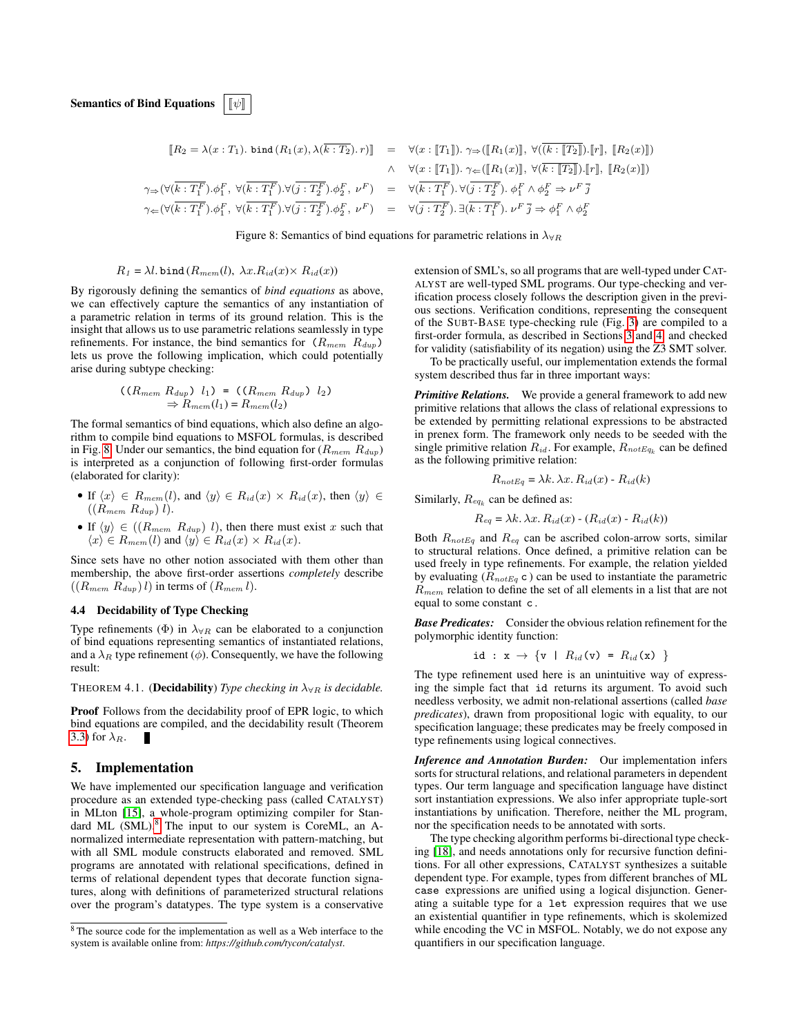**Semantics of Bind Equations** $\boxed{[\![\psi]\!]}$

$$
\begin{array}{rcl}
[\![R_2 = \lambda(x:T_1).\,\texttt{bind}\,(R_1(x), \lambda(\overline{k:T_2}).\,r)]\!] & = & \forall(x:[\![T_1]\!]).\ \gamma_{\Rightarrow}([\![R_1(x)]\!],\ \forall(\overline{k:[\![T_2]\!]}).[\![r]\!],\ [\![R_2(x)]\!]) \\
 & \wedge & \forall(x:[\![T_1]\!]).\ \gamma_{\Leftarrow}([\![R_1(x)]\!],\ \forall(\overline{k:[\![T_2]\!]}).[\![r]\!],\ [\![R_2(x)]\!]) \\
\gamma_{\Rightarrow}(\forall(\overline{k:T_1^F}).\phi_1^F,\ \forall(\overline{k:T_1^F}).\forall(\overline{j:T_2^F}).\phi_2^F,\ \nu^F) & = & \forall(\overline{k:T_1^F}).\,\forall(\overline{j:T_2^F}).\ \phi_1^F \wedge \phi_2^F \Rightarrow \nu^F\,\overline{j} \\
\gamma_{\Leftarrow}(\forall(\overline{k:T_1^F}).\phi_1^F,\ \forall(\overline{k:T_1^F}).\forall(\overline{j:T_2^F}).\phi_2^F,\ \nu^F) & = & \forall(\overline{j:T_2^F}).\,\exists(\overline{k:T_1^F}).\ \nu^F\,\overline{j} \Rightarrow \phi_1^F \wedge \phi_2^F
\end{array}
$$

Figure 8: Semantics of bind equations for parametric relations in $\lambda_{\forall R}$

$$R_1 = \lambda l.\,\texttt{bind}\,(R_{mem}(l),\ \lambda x.R_{id}(x)\times R_{id}(x))$$

By rigorously defining the semantics of *bind equations* as above, we can effectively capture the semantics of any instantiation of a parametric relation in terms of its ground relation. This is the insight that allows us to use parametric relations seamlessly in type refinements. For instance, the bind semantics for $(R_{mem}\ R_{dup})$ lets us prove the following implication, which could potentially arise during subtype checking:

$$((R_{mem}\ R_{dup})\ l_1) = ((R_{mem}\ R_{dup})\ l_2) \Rightarrow R_{mem}(l_1) = R_{mem}(l_2)$$

The formal semantics of bind equations, which also define an algorithm to compile bind equations to MSFOL formulas, is described in Fig. 8. Under our semantics, the bind equation for $(R_{mem}\ R_{dup})$ is interpreted as a conjunction of following first-order formulas (elaborated for clarity):

- If $\langle x\rangle \in R_{mem}(l)$, and $\langle y\rangle \in R_{id}(x) \times R_{id}(x)$, then $\langle y\rangle \in ((R_{mem}\ R_{dup})\ l)$.
- If $\langle y\rangle \in ((R_{mem}\ R_{dup})\ l)$, then there must exist $x$ such that $\langle x\rangle \in R_{mem}(l)$ and $\langle y\rangle \in R_{id}(x) \times R_{id}(x)$.

Since sets have no other notion associated with them other than membership, the above first-order assertions *completely* describe $((R_{mem}\ R_{dup})\,l)$ in terms of $(R_{mem}\,l)$.

### 4.4 Decidability of Type Checking

Type refinements ($\Phi$) in $\lambda_{\forall R}$ can be elaborated to a conjunction of bind equations representing semantics of instantiated relations, and a $\lambda_R$ type refinement ($\phi$). Consequently, we have the following result:

THEOREM 4.1. (**Decidability**) *Type checking in $\lambda_{\forall R}$ is decidable.*

**Proof** Follows from the decidability proof of EPR logic, to which bind equations are compiled, and the decidability result (Theorem 3.3) for $\lambda_R$. ∎

## 5. Implementation

We have implemented our specification language and verification procedure as an extended type-checking pass (called CATALYST) in MLton [15], a whole-program optimizing compiler for Standard ML (SML).[8] The input to our system is CoreML, an A-normalized intermediate representation with pattern-matching, but with all SML module constructs elaborated and removed. SML programs are annotated with relational specifications, defined in terms of relational dependent types that decorate function signatures, along with definitions of parameterized structural relations over the program's datatypes. The type system is a conservative extension of SML's, so all programs that are well-typed under CATALYST are well-typed SML programs. Our type-checking and verification process closely follows the description given in the previous sections. Verification conditions, representing the consequent of the SUBT-BASE type-checking rule (Fig. 3) are compiled to a first-order formula, as described in Sections 3 and 4, and checked for validity (satisfiability of its negation) using the Z3 SMT solver.

To be practically useful, our implementation extends the formal system described thus far in three important ways:

***Primitive Relations.*** We provide a general framework to add new primitive relations that allows the class of relational expressions to be extended by permitting relational expressions to be abstracted in prenex form. The framework only needs to be seeded with the single primitive relation $R_{id}$. For example, $R_{notEq_k}$ can be defined as the following primitive relation:

$$R_{notEq} = \lambda k.\,\lambda x.\,R_{id}(x) - R_{id}(k)$$

Similarly, $R_{eq_k}$ can be defined as:

$$R_{eq} = \lambda k.\,\lambda x.\,R_{id}(x) - (R_{id}(x) - R_{id}(k))$$

Both $R_{notEq}$ and $R_{eq}$ can be ascribed colon-arrow sorts, similar to structural relations. Once defined, a primitive relation can be used freely in type refinements. For example, the relation yielded by evaluating $(R_{notEq}\ \texttt{c})$ can be used to instantiate the parametric $R_{mem}$ relation to define the set of all elements in a list that are not equal to some constant `c`.

***Base Predicates:*** Consider the obvious relation refinement for the polymorphic identity function:

```
id : x → {v | R_id(v) = R_id(x) }
```

The type refinement used here is an unintuitive way of expressing the simple fact that `id` returns its argument. To avoid such needless verbosity, we admit non-relational assertions (called *base predicates*), drawn from propositional logic with equality, to our specification language; these predicates may be freely composed in type refinements using logical connectives.

***Inference and Annotation Burden:*** Our implementation infers sorts for structural relations, and relational parameters in dependent types. Our term language and specification language have distinct sort instantiation expressions. We also infer appropriate tuple-sort instantiations by unification. Therefore, neither the ML program, nor the specification needs to be annotated with sorts.

The type checking algorithm performs bi-directional type checking [18], and needs annotations only for recursive function definitions. For all other expressions, CATALYST synthesizes a suitable dependent type. For example, types from different branches of ML `case` expressions are unified using a logical disjunction. Generating a suitable type for a `let` expression requires that we use an existential quantifier in type refinements, which is skolemized while encoding the VC in MSFOL. Notably, we do not expose any quantifiers in our specification language.

[8] The source code for the implementation as well as a Web interface to the system is available online from: *https://github.com/tycon/catalyst*.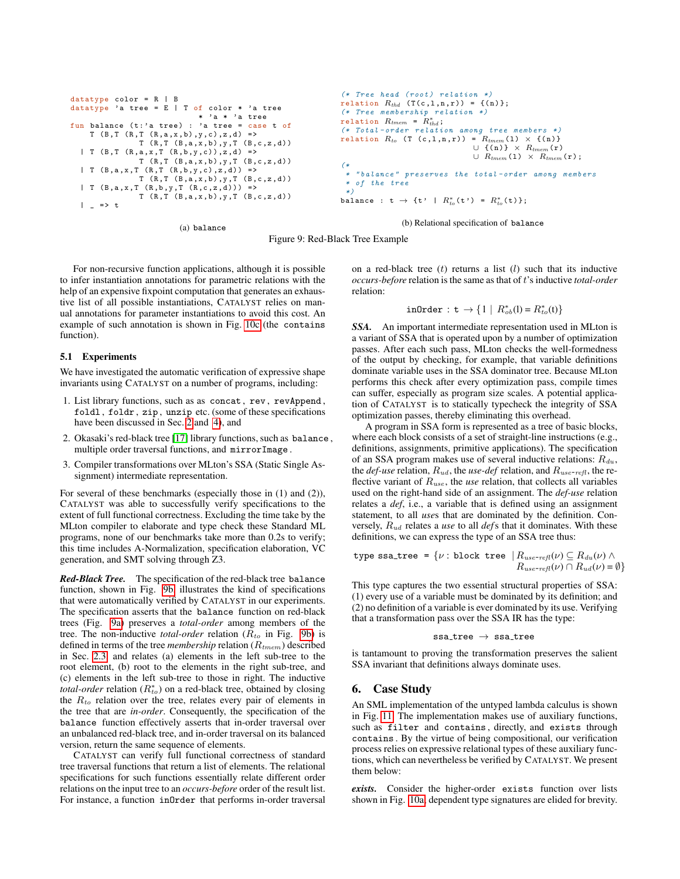```
datatype color = R | B
datatype 'a tree = E | T of color * 'a tree
                           * 'a * 'a tree
fun balance (t:'a tree) : 'a tree = case t of
    T (B,T (R,T (R,a,x,b),y,c),z,d) =>
            T (R,T (B,a,x,b),y,T (B,c,z,d))
  | T (B,T (R,a,x,T (R,b,y,c)),z,d) =>
            T (R,T (B,a,x,b),y,T (B,c,z,d))
  | T (B,a,x,T (R,T (R,b,y,c),z,d)) =>
            T (R,T (B,a,x,b),y,T (B,c,z,d))
  | T (B,a,x,T (R,b,y,T (R,c,z,d))) =>
            T (R,T (B,a,x,b),y,T (B,c,z,d))
  | _ => t
```

(a) `balance`

```
(* Tree head (root) relation *)
relation R_thd (T(c,l,n,r)) = {(n)};
(* Tree membership relation *)
relation R_tmem = R*_thd;
(* Total-order relation among tree members *)
relation R_to (T (c,l,n,r)) = R_tmem(l) × {(n)}
                             ∪ {(n)} × R_tmem(r)
                             ∪ R_tmem(l) × R_tmem(r);
(*
 * "balance" preserves the total-order among members
 * of the tree
 *)
balance : t → {t' | R*_to(t') = R*_to(t)};
```

(b) Relational specification of `balance`

Figure 9: Red-Black Tree Example

For non-recursive function applications, although it is possible to infer instantiation annotations for parametric relations with the help of an expensive fixpoint computation that generates an exhaustive list of all possible instantiations, CATALYST relies on manual annotations for parameter instantiations to avoid this cost. An example of such annotation is shown in Fig. 10c (the `contains` function).

### 5.1 Experiments

We have investigated the automatic verification of expressive shape invariants using CATALYST on a number of programs, including:

1. List library functions, such as as `concat`, `rev`, `revAppend`, `foldl`, `foldr`, `zip`, `unzip` etc. (some of these specifications have been discussed in Sec. 2 and 4), and
2. Okasaki's red-black tree [17] library functions, such as `balance`, multiple order traversal functions, and `mirrorImage`.
3. Compiler transformations over MLton's SSA (Static Single Assignment) intermediate representation.

For several of these benchmarks (especially those in (1) and (2)), CATALYST was able to successfully verify specifications to the extent of full functional correctness. Excluding the time take by the MLton compiler to elaborate and type check these Standard ML programs, none of our benchmarks take more than 0.2s to verify; this time includes A-Normalization, specification elaboration, VC generation, and SMT solving through Z3.

***Red-Black Tree.*** The specification of the red-black tree `balance` function, shown in Fig. 9b illustrates the kind of specifications that were automatically verified by CATALYST in our experiments. The specification asserts that the `balance` function on red-black trees (Fig. 9a) preserves a *total-order* among members of the tree. The non-inductive *total-order* relation ($R_{to}$ in Fig. 9b) is defined in terms of the tree *membership* relation ($R_{tmem}$) described in Sec. 2.3 and relates (a) elements in the left sub-tree to the root element, (b) root to the elements in the right sub-tree, and (c) elements in the left sub-tree to those in right. The inductive *total-order* relation ($R^*_{to}$) on a red-black tree, obtained by closing the $R_{to}$ relation over the tree, relates every pair of elements in the tree that are *in-order*. Consequently, the specification of the `balance` function effectively asserts that in-order traversal over an unbalanced red-black tree, and in-order traversal on its balanced version, return the same sequence of elements.

CATALYST can verify full functional correctness of standard tree traversal functions that return a list of elements. The relational specifications for such functions essentially relate different order relations on the input tree to an *occurs-before* order of the result list. For instance, a function `inOrder` that performs in-order traversal on a red-black tree ($t$) returns a list ($l$) such that its inductive *occurs-before* relation is the same as that of $t$'s inductive *total-order* relation:

$$\texttt{inOrder} : \texttt{t} \rightarrow \{ \texttt{l} \mid R^*_{ob}(\texttt{l}) = R^*_{to}(\texttt{t}) \}$$

***SSA.*** An important intermediate representation used in MLton is a variant of SSA that is operated upon by a number of optimization passes. After each such pass, MLton checks the well-formedness of the output by checking, for example, that variable definitions dominate variable uses in the SSA dominator tree. Because MLton performs this check after every optimization pass, compile times can suffer, especially as program size scales. A potential application of CATALYST is to statically typecheck the integrity of SSA optimization passes, thereby eliminating this overhead.

A program in SSA form is represented as a tree of basic blocks, where each block consists of a set of straight-line instructions (e.g., definitions, assignments, primitive applications). The specification of an SSA program makes use of several inductive relations: $R_{du}$, the *def-use* relation, $R_{ud}$, the *use-def* relation, and $R_{use\text{-}refl}$, the reflective variant of $R_{use}$, the *use* relation, that collects all variables used on the right-hand side of an assignment. The *def-use* relation relates a *def*, i.e., a variable that is defined using an assignment statement, to all *use*s that are dominated by the definition. Conversely, $R_{ud}$ relates a *use* to all *def*s that it dominates. With these definitions, we can express the type of an SSA tree thus:

$$\texttt{type ssa\_tree} = \{ \nu : \texttt{block tree} \mid R_{use\text{-}refl}(\nu) \subseteq R_{du}(\nu) \wedge R_{use\text{-}refl}(\nu) \cap R_{ud}(\nu) = \emptyset \}$$

This type captures the two essential structural properties of SSA: (1) every use of a variable must be dominated by its definition; and (2) no definition of a variable is ever dominated by its use. Verifying that a transformation pass over the SSA IR has the type:

$$\texttt{ssa\_tree} \rightarrow \texttt{ssa\_tree}$$

is tantamount to proving the transformation preserves the salient SSA invariant that definitions always dominate uses.

## 6. Case Study

An SML implementation of the untyped lambda calculus is shown in Fig. 11. The implementation makes use of auxiliary functions, such as `filter` and `contains`, directly, and `exists` through `contains`. By the virtue of being compositional, our verification process relies on expressive relational types of these auxiliary functions, which can nevertheless be verified by CATALYST. We present them below:

***exists.*** Consider the higher-order `exists` function over lists shown in Fig. 10a; dependent type signatures are elided for brevity.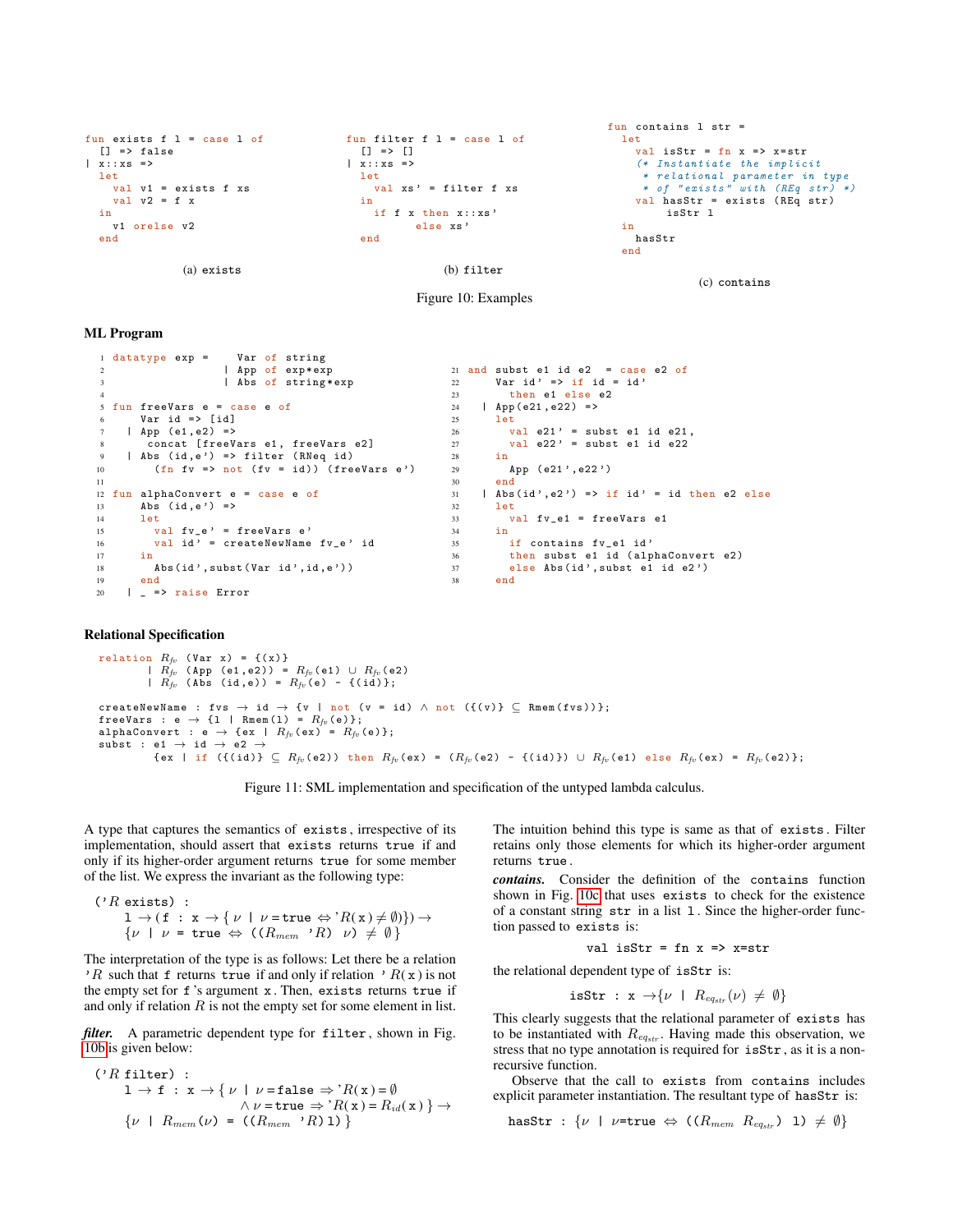```
fun exists f l = case l of
  [] => false
| x::xs =>
  let
    val v1 = exists f xs
    val v2 = f x
  in
    v1 orelse v2
  end
```

(a) exists

```
fun filter f l = case l of
  [] => []
| x::xs =>
  let
    val xs' = filter f xs
  in
    if f x then x::xs'
         else xs'
  end
```

(b) filter

```
fun contains l str =
  let
    val isStr = fn x => x=str
    (* Instantiate the implicit
     * relational parameter in type
     * of "exists" with (REq str) *)
    val hasStr = exists (REq str)
         isStr l
  in
    hasStr
  end
```

(c) contains

Figure 10: Examples

**ML Program**

```
1  datatype exp =    Var of string
2                  | App of exp*exp
3                  | Abs of string*exp
4
5  fun freeVars e = case e of
6      Var id => [id]
7    | App (e1,e2) =>
8        concat [freeVars e1, freeVars e2]
9    | Abs (id,e') => filter (RNeq id)
10       (fn fv => not (fv = id)) (freeVars e')
11
12 fun alphaConvert e = case e of
13     Abs (id,e') =>
14     let
15       val fv_e' = freeVars e'
16       val id' = createNewName fv_e' id
17     in
18       Abs(id',subst(Var id',id,e'))
19     end
20   | _ => raise Error
21 and subst e1 id e2  = case e2 of
22     Var id' => if id = id'
23       then e1 else e2
24   | App(e21,e22) =>
25     let
26       val e21' = subst e1 id e21,
27       val e22' = subst e1 id e22
28     in
29       App (e21',e22')
30     end
31   | Abs(id',e2') => if id' = id then e2 else
32     let
33       val fv_e1 = freeVars e1
34     in
35       if contains fv_e1 id'
36       then subst e1 id (alphaConvert e2)
37       else Abs(id',subst e1 id e2')
38     end
```

**Relational Specification**

```
relation R_fv (Var x) = {(x)}
       | R_fv (App (e1,e2)) = R_fv(e1) ∪ R_fv(e2)
       | R_fv (Abs (id,e)) = R_fv(e) - {(id)};

createNewName : fvs → id → {v | not (v = id) ∧ not ({(v)} ⊆ Rmem(fvs))};
freeVars : e → {l | Rmem(l) = R_fv(e)};
alphaConvert : e → {ex | R_fv(ex) = R_fv(e)};
subst : e1 → id → e2 →
        {ex | if ({(id)} ⊆ R_fv(e2)) then R_fv(ex) = (R_fv(e2) - {(id)}) ∪ R_fv(e1) else R_fv(ex) = R_fv(e2)};
```

Figure 11: SML implementation and specification of the untyped lambda calculus.

A type that captures the semantics of `exists`, irrespective of its implementation, should assert that `exists` returns `true` if and only if its higher-order argument returns `true` for some member of the list. We express the invariant as the following type:

$$\begin{aligned}&(\text{'}R\ \texttt{exists}) : \\ &\quad \texttt{l} \rightarrow (\texttt{f} : \texttt{x} \rightarrow \{\nu \mid \nu = \texttt{true} \Leftrightarrow \text{'}R(\texttt{x}) \neq \emptyset\}) \rightarrow \\ &\quad \{\nu \mid \nu = \texttt{true} \Leftrightarrow ((R_{mem}\ \text{'}R)\ \nu) \neq \emptyset\}\end{aligned}$$

The interpretation of the type is as follows: Let there be a relation $'R$ such that `f` returns `true` if and only if relation $'R(\texttt{x})$ is not the empty set for `f`'s argument `x`. Then, `exists` returns `true` if and only if relation $R$ is not the empty set for some element in list.

***filter.*** A parametric dependent type for `filter`, shown in Fig. 10b is given below:

$$\begin{aligned}&(\text{'}R\ \texttt{filter}) : \\ &\quad \texttt{l} \rightarrow \texttt{f} : \texttt{x} \rightarrow \{\nu \mid \nu = \texttt{false} \Rightarrow \text{'}R(\texttt{x}) = \emptyset \\ &\qquad\qquad\qquad\quad \wedge\ \nu = \texttt{true} \Rightarrow \text{'}R(\texttt{x}) = R_{id}(\texttt{x})\} \rightarrow \\ &\quad \{\nu \mid R_{mem}(\nu) = ((R_{mem}\ \text{'}R)\ \texttt{l})\}\end{aligned}$$

The intuition behind this type is same as that of `exists`. Filter retains only those elements for which its higher-order argument returns `true`.

***contains.*** Consider the definition of the `contains` function shown in Fig. 10c that uses `exists` to check for the existence of a constant string `str` in a list `l`. Since the higher-order function passed to `exists` is:

```
val isStr = fn x => x=str
```

the relational dependent type of `isStr` is:

$$\texttt{isStr} : \texttt{x} \rightarrow \{\nu \mid R_{eq_{str}}(\nu) \neq \emptyset\}$$

This clearly suggests that the relational parameter of `exists` has to be instantiated with $R_{eq_{str}}$. Having made this observation, we stress that no type annotation is required for `isStr`, as it is a non-recursive function.

Observe that the call to `exists` from `contains` includes explicit parameter instantiation. The resultant type of `hasStr` is:

$$\texttt{hasStr} : \{\nu \mid \nu = \texttt{true} \Leftrightarrow ((R_{mem}\ R_{eq_{str}})\ \texttt{l}) \neq \emptyset\}$$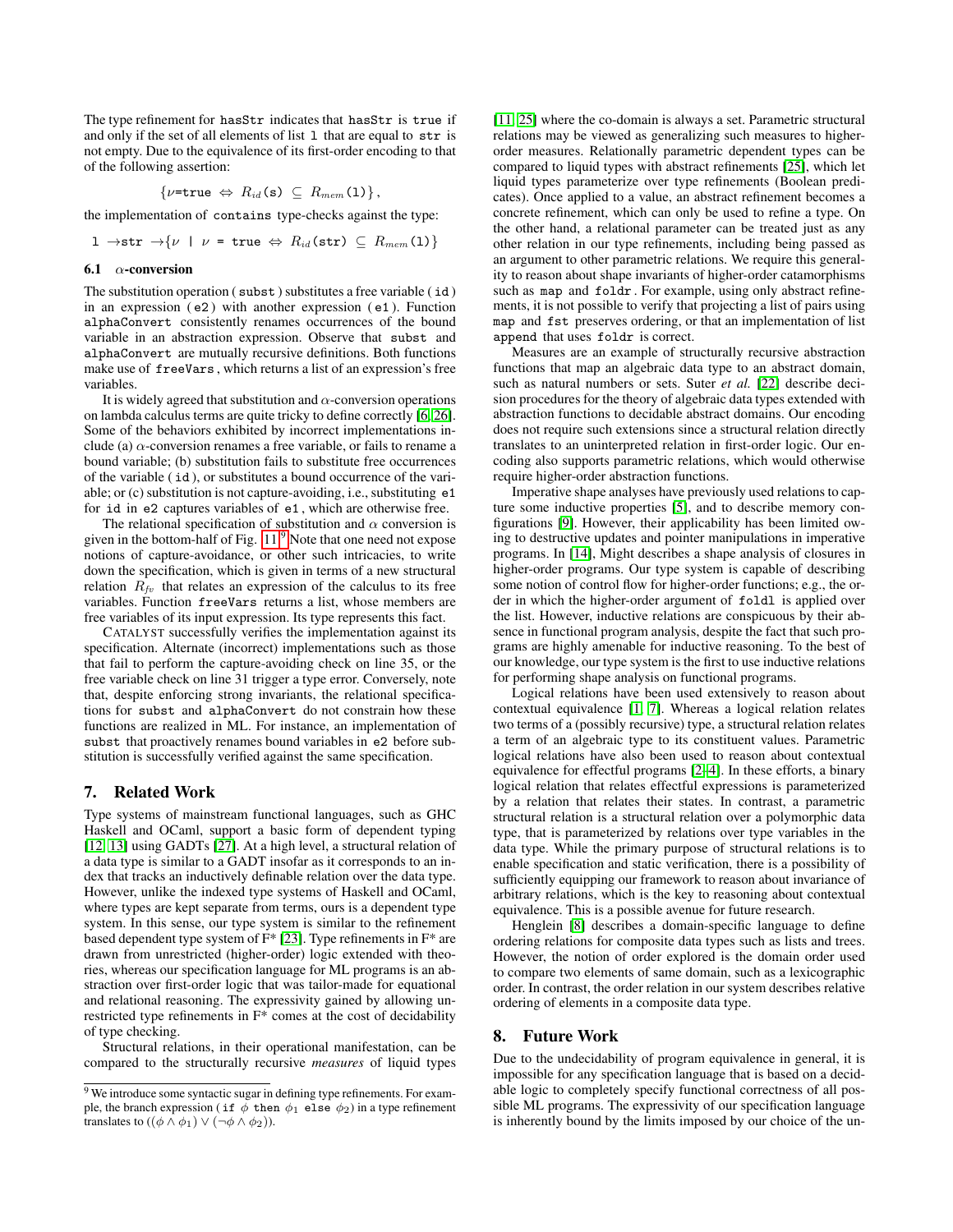The type refinement for `hasStr` indicates that `hasStr` is `true` if and only if the set of all elements of list `l` that are equal to `str` is not empty. Due to the equivalence of its first-order encoding to that of the following assertion:

$$\{\nu\texttt{=true} \Leftrightarrow R_{id}(\texttt{s}) \subseteq R_{mem}(\texttt{l})\},$$

the implementation of `contains` type-checks against the type:

$$\texttt{l} \rightarrow \texttt{str} \rightarrow \{\nu \mid \nu \texttt{ = true} \Leftrightarrow R_{id}(\texttt{str}) \subseteq R_{mem}(\texttt{l})\}$$

### 6.1 $\alpha$-conversion

The substitution operation ( `subst` ) substitutes a free variable ( `id` ) in an expression ( `e2` ) with another expression ( `e1` ). Function `alphaConvert` consistently renames occurrences of the bound variable in an abstraction expression. Observe that `subst` and `alphaConvert` are mutually recursive definitions. Both functions make use of `freeVars`, which returns a list of an expression's free variables.

It is widely agreed that substitution and $\alpha$-conversion operations on lambda calculus terms are quite tricky to define correctly [6, 26]. Some of the behaviors exhibited by incorrect implementations include (a) $\alpha$-conversion renames a free variable, or fails to rename a bound variable; (b) substitution fails to substitute free occurrences of the variable ( `id` ), or substitutes a bound occurrence of the variable; or (c) substitution is not capture-avoiding, i.e., substituting `e1` for `id` in `e2` captures variables of `e1`, which are otherwise free.

The relational specification of substitution and $\alpha$ conversion is given in the bottom-half of Fig. 11.[9] Note that one need not expose notions of capture-avoidance, or other such intricacies, to write down the specification, which is given in terms of a new structural relation $R_{fv}$ that relates an expression of the calculus to its free variables. Function `freeVars` returns a list, whose members are free variables of its input expression. Its type represents this fact.

CATALYST successfully verifies the implementation against its specification. Alternate (incorrect) implementations such as those that fail to perform the capture-avoiding check on line 35, or the free variable check on line 31 trigger a type error. Conversely, note that, despite enforcing strong invariants, the relational specifications for `subst` and `alphaConvert` do not constrain how these functions are realized in ML. For instance, an implementation of `subst` that proactively renames bound variables in `e2` before substitution is successfully verified against the same specification.

## 7. Related Work

Type systems of mainstream functional languages, such as GHC Haskell and OCaml, support a basic form of dependent typing [12, 13] using GADTs [27]. At a high level, a structural relation of a data type is similar to a GADT insofar as it corresponds to an index that tracks an inductively definable relation over the data type. However, unlike the indexed type systems of Haskell and OCaml, where types are kept separate from terms, ours is a dependent type system. In this sense, our type system is similar to the refinement based dependent type system of F* [23]. Type refinements in F* are drawn from unrestricted (higher-order) logic extended with theories, whereas our specification language for ML programs is an abstraction over first-order logic that was tailor-made for equational and relational reasoning. The expressivity gained by allowing unrestricted type refinements in F* comes at the cost of decidability of type checking.

Structural relations, in their operational manifestation, can be compared to the structurally recursive *measures* of liquid types [11, 25] where the co-domain is always a set. Parametric structural relations may be viewed as generalizing such measures to higher-order measures. Relationally parametric dependent types can be compared to liquid types with abstract refinements [25], which let liquid types parameterize over type refinements (Boolean predicates). Once applied to a value, an abstract refinement becomes a concrete refinement, which can only be used to refine a type. On the other hand, a relational parameter can be treated just as any other relation in our type refinements, including being passed as an argument to other parametric relations. We require this generality to reason about shape invariants of higher-order catamorphisms such as `map` and `foldr`. For example, using only abstract refinements, it is not possible to verify that projecting a list of pairs using `map` and `fst` preserves ordering, or that an implementation of list `append` that uses `foldr` is correct.

Measures are an example of structurally recursive abstraction functions that map an algebraic data type to an abstract domain, such as natural numbers or sets. Suter *et al.* [22] describe decision procedures for the theory of algebraic data types extended with abstraction functions to decidable abstract domains. Our encoding does not require such extensions since a structural relation directly translates to an uninterpreted relation in first-order logic. Our encoding also supports parametric relations, which would otherwise require higher-order abstraction functions.

Imperative shape analyses have previously used relations to capture some inductive properties [5], and to describe memory configurations [9]. However, their applicability has been limited owing to destructive updates and pointer manipulations in imperative programs. In [14], Might describes a shape analysis of closures in higher-order programs. Our type system is capable of describing some notion of control flow for higher-order functions; e.g., the order in which the higher-order argument of `foldl` is applied over the list. However, inductive relations are conspicuous by their absence in functional program analysis, despite the fact that such programs are highly amenable for inductive reasoning. To the best of our knowledge, our type system is the first to use inductive relations for performing shape analysis on functional programs.

Logical relations have been used extensively to reason about contextual equivalence [1, 7]. Whereas a logical relation relates two terms of a (possibly recursive) type, a structural relation relates a term of an algebraic type to its constituent values. Parametric logical relations have also been used to reason about contextual equivalence for effectful programs [2–4]. In these efforts, a binary logical relation that relates effectful expressions is parameterized by a relation that relates their states. In contrast, a parametric structural relation is a structural relation over a polymorphic data type, that is parameterized by relations over type variables in the data type. While the primary purpose of structural relations is to enable specification and static verification, there is a possibility of sufficiently equipping our framework to reason about invariance of arbitrary relations, which is the key to reasoning about contextual equivalence. This is a possible avenue for future research.

Henglein [8] describes a domain-specific language to define ordering relations for composite data types such as lists and trees. However, the notion of order explored is the domain order used to compare two elements of same domain, such as a lexicographic order. In contrast, the order relation in our system describes relative ordering of elements in a composite data type.

## 8. Future Work

Due to the undecidability of program equivalence in general, it is impossible for any specification language that is based on a decidable logic to completely specify functional correctness of all possible ML programs. The expressivity of our specification language is inherently bound by the limits imposed by our choice of the un-

---

[9] We introduce some syntactic sugar in defining type refinements. For example, the branch expression ( `if` $\phi$ `then` $\phi_1$ `else` $\phi_2$) in a type refinement translates to $((\phi \wedge \phi_1) \vee (\neg\phi \wedge \phi_2))$.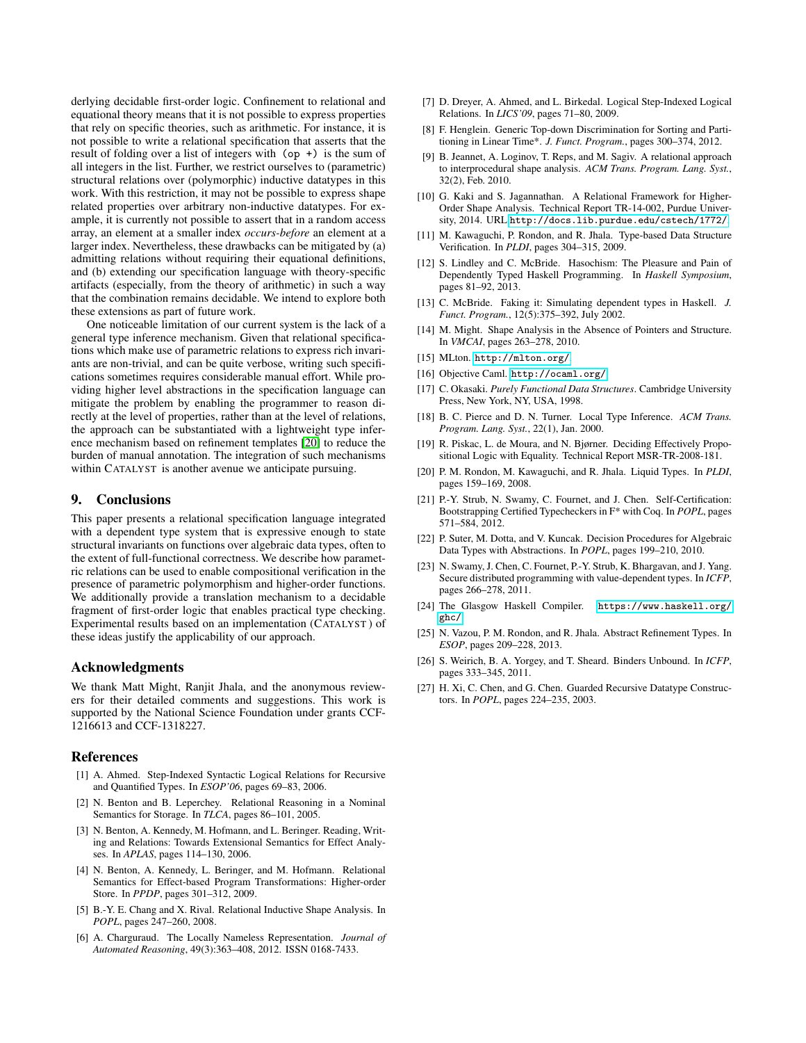derlying decidable first-order logic. Confinement to relational and equational theory means that it is not possible to express properties that rely on specific theories, such as arithmetic. For instance, it is not possible to write a relational specification that asserts that the result of folding over a list of integers with `(op +)` is the sum of all integers in the list. Further, we restrict ourselves to (parametric) structural relations over (polymorphic) inductive datatypes in this work. With this restriction, it may not be possible to express shape related properties over arbitrary non-inductive datatypes. For example, it is currently not possible to assert that in a random access array, an element at a smaller index *occurs-before* an element at a larger index. Nevertheless, these drawbacks can be mitigated by (a) admitting relations without requiring their equational definitions, and (b) extending our specification language with theory-specific artifacts (especially, from the theory of arithmetic) in such a way that the combination remains decidable. We intend to explore both these extensions as part of future work.

One noticeable limitation of our current system is the lack of a general type inference mechanism. Given that relational specifications which make use of parametric relations to express rich invariants are non-trivial, and can be quite verbose, writing such specifications sometimes requires considerable manual effort. While providing higher level abstractions in the specification language can mitigate the problem by enabling the programmer to reason directly at the level of properties, rather than at the level of relations, the approach can be substantiated with a lightweight type inference mechanism based on refinement templates [20] to reduce the burden of manual annotation. The integration of such mechanisms within CATALYST is another avenue we anticipate pursuing.

## 9. Conclusions

This paper presents a relational specification language integrated with a dependent type system that is expressive enough to state structural invariants on functions over algebraic data types, often to the extent of full-functional correctness. We describe how parametric relations can be used to enable compositional verification in the presence of parametric polymorphism and higher-order functions. We additionally provide a translation mechanism to a decidable fragment of first-order logic that enables practical type checking. Experimental results based on an implementation (CATALYST ) of these ideas justify the applicability of our approach.

## Acknowledgments

We thank Matt Might, Ranjit Jhala, and the anonymous reviewers for their detailed comments and suggestions. This work is supported by the National Science Foundation under grants CCF-1216613 and CCF-1318227.

## References

[1] A. Ahmed. Step-Indexed Syntactic Logical Relations for Recursive and Quantified Types. In *ESOP'06*, pages 69–83, 2006.

[2] N. Benton and B. Leperchey. Relational Reasoning in a Nominal Semantics for Storage. In *TLCA*, pages 86–101, 2005.

[3] N. Benton, A. Kennedy, M. Hofmann, and L. Beringer. Reading, Writing and Relations: Towards Extensional Semantics for Effect Analyses. In *APLAS*, pages 114–130, 2006.

[4] N. Benton, A. Kennedy, L. Beringer, and M. Hofmann. Relational Semantics for Effect-based Program Transformations: Higher-order Store. In *PPDP*, pages 301–312, 2009.

[5] B.-Y. E. Chang and X. Rival. Relational Inductive Shape Analysis. In *POPL*, pages 247–260, 2008.

[6] A. Charguraud. The Locally Nameless Representation. *Journal of Automated Reasoning*, 49(3):363–408, 2012. ISSN 0168-7433.

[7] D. Dreyer, A. Ahmed, and L. Birkedal. Logical Step-Indexed Logical Relations. In *LICS'09*, pages 71–80, 2009.

[8] F. Henglein. Generic Top-down Discrimination for Sorting and Partitioning in Linear Time*. *J. Funct. Program.*, pages 300–374, 2012.

[9] B. Jeannet, A. Loginov, T. Reps, and M. Sagiv. A relational approach to interprocedural shape analysis. *ACM Trans. Program. Lang. Syst.*, 32(2), Feb. 2010.

[10] G. Kaki and S. Jagannathan. A Relational Framework for Higher-Order Shape Analysis. Technical Report TR-14-002, Purdue University, 2014. URL `http://docs.lib.purdue.edu/cstech/1772/`.

[11] M. Kawaguchi, P. Rondon, and R. Jhala. Type-based Data Structure Verification. In *PLDI*, pages 304–315, 2009.

[12] S. Lindley and C. McBride. Hasochism: The Pleasure and Pain of Dependently Typed Haskell Programming. In *Haskell Symposium*, pages 81–92, 2013.

[13] C. McBride. Faking it: Simulating dependent types in Haskell. *J. Funct. Program.*, 12(5):375–392, July 2002.

[14] M. Might. Shape Analysis in the Absence of Pointers and Structure. In *VMCAI*, pages 263–278, 2010.

[15] MLton. `http://mlton.org/`.

[16] Objective Caml. `http://ocaml.org/`.

[17] C. Okasaki. *Purely Functional Data Structures*. Cambridge University Press, New York, NY, USA, 1998.

[18] B. C. Pierce and D. N. Turner. Local Type Inference. *ACM Trans. Program. Lang. Syst.*, 22(1), Jan. 2000.

[19] R. Piskac, L. de Moura, and N. Bjørner. Deciding Effectively Propositional Logic with Equality. Technical Report MSR-TR-2008-181.

[20] P. M. Rondon, M. Kawaguchi, and R. Jhala. Liquid Types. In *PLDI*, pages 159–169, 2008.

[21] P.-Y. Strub, N. Swamy, C. Fournet, and J. Chen. Self-Certification: Bootstrapping Certified Typecheckers in F* with Coq. In *POPL*, pages 571–584, 2012.

[22] P. Suter, M. Dotta, and V. Kuncak. Decision Procedures for Algebraic Data Types with Abstractions. In *POPL*, pages 199–210, 2010.

[23] N. Swamy, J. Chen, C. Fournet, P.-Y. Strub, K. Bhargavan, and J. Yang. Secure distributed programming with value-dependent types. In *ICFP*, pages 266–278, 2011.

[24] The Glasgow Haskell Compiler. `https://www.haskell.org/ghc/`.

[25] N. Vazou, P. M. Rondon, and R. Jhala. Abstract Refinement Types. In *ESOP*, pages 209–228, 2013.

[26] S. Weirich, B. A. Yorgey, and T. Sheard. Binders Unbound. In *ICFP*, pages 333–345, 2011.

[27] H. Xi, C. Chen, and G. Chen. Guarded Recursive Datatype Constructors. In *POPL*, pages 224–235, 2003.